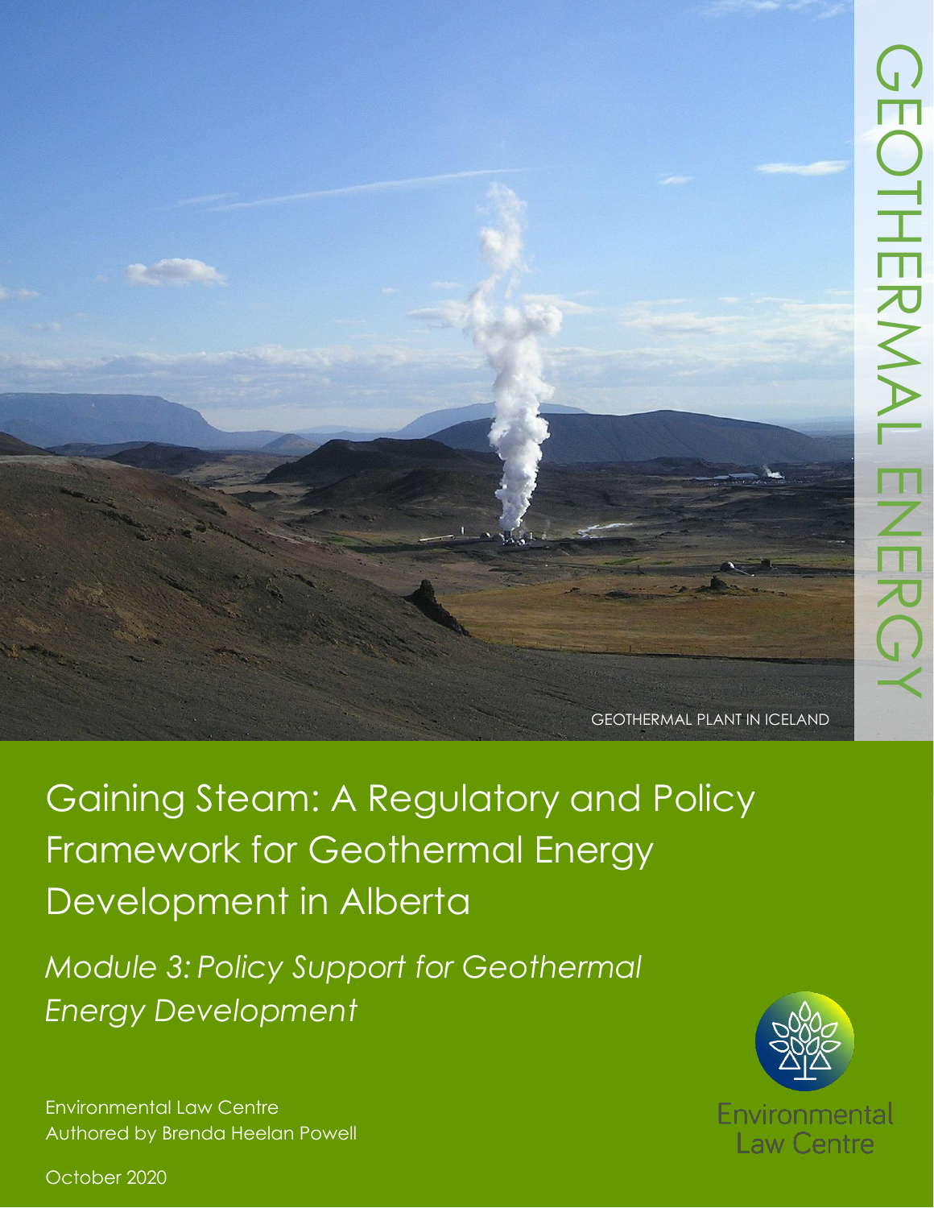GEOTHERMAL ENERGY

GEOTHERMAL PLANT IN ICELAND

# Gaining Steam: A Regulatory and Policy Framework for Geothermal Energy Development in Alberta

## *Module 3: Policy Support for Geothermal Energy Development*

Environmental Law Centre
Authored by Brenda Heelan Powell

Environmental Law Centre

October 2020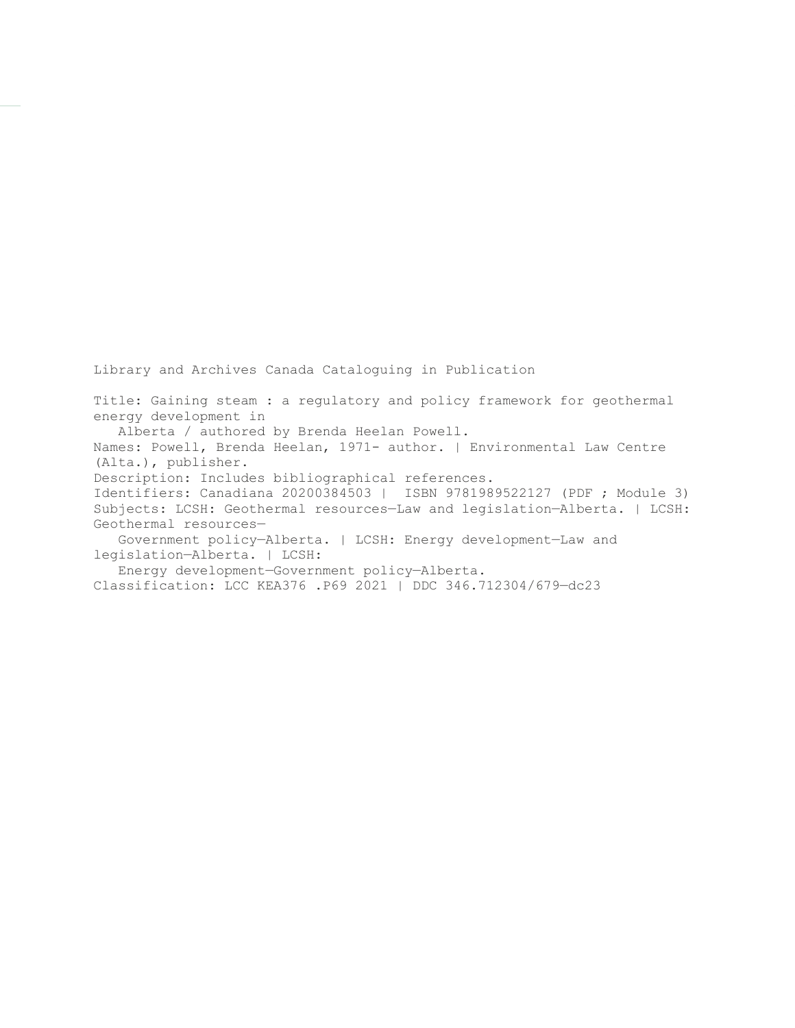Library and Archives Canada Cataloguing in Publication

Title: Gaining steam : a regulatory and policy framework for geothermal energy development in Alberta / authored by Brenda Heelan Powell.
Names: Powell, Brenda Heelan, 1971- author. | Environmental Law Centre (Alta.), publisher.
Description: Includes bibliographical references.
Identifiers: Canadiana 20200384503 | ISBN 9781989522127 (PDF ; Module 3)
Subjects: LCSH: Geothermal resources—Law and legislation—Alberta. | LCSH: Geothermal resources—Government policy—Alberta. | LCSH: Energy development—Law and legislation—Alberta. | LCSH: Energy development—Government policy—Alberta.
Classification: LCC KEA376 .P69 2021 | DDC 346.712304/679—dc23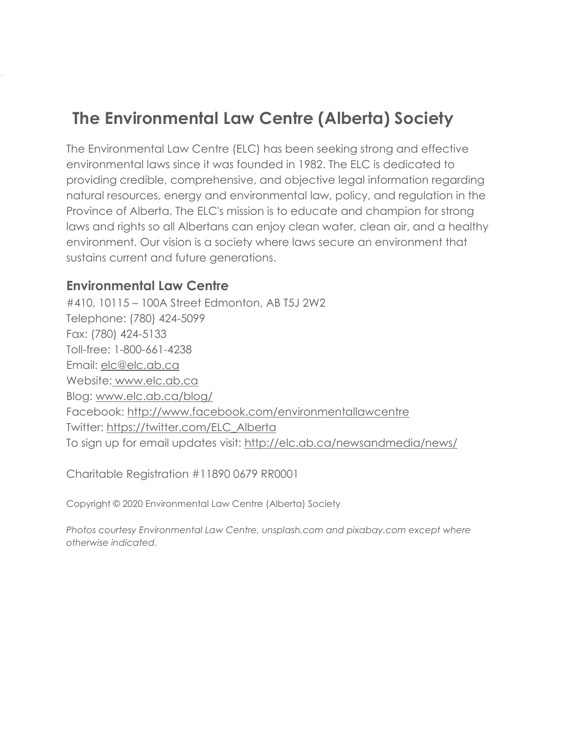# The Environmental Law Centre (Alberta) Society

The Environmental Law Centre (ELC) has been seeking strong and effective environmental laws since it was founded in 1982. The ELC is dedicated to providing credible, comprehensive, and objective legal information regarding natural resources, energy and environmental law, policy, and regulation in the Province of Alberta. The ELC's mission is to educate and champion for strong laws and rights so all Albertans can enjoy clean water, clean air, and a healthy environment. Our vision is a society where laws secure an environment that sustains current and future generations.

## Environmental Law Centre

#410, 10115 – 100A Street Edmonton, AB T5J 2W2
Telephone: (780) 424-5099
Fax: (780) 424-5133
Toll-free: 1-800-661-4238
Email: elc@elc.ab.ca
Website: www.elc.ab.ca
Blog: www.elc.ab.ca/blog/
Facebook: http://www.facebook.com/environmentallawcentre
Twitter: https://twitter.com/ELC_Alberta
To sign up for email updates visit: http://elc.ab.ca/newsandmedia/news/

Charitable Registration #11890 0679 RR0001

Copyright © 2020 Environmental Law Centre (Alberta) Society

*Photos courtesy Environmental Law Centre, unsplash.com and pixabay.com except where otherwise indicated.*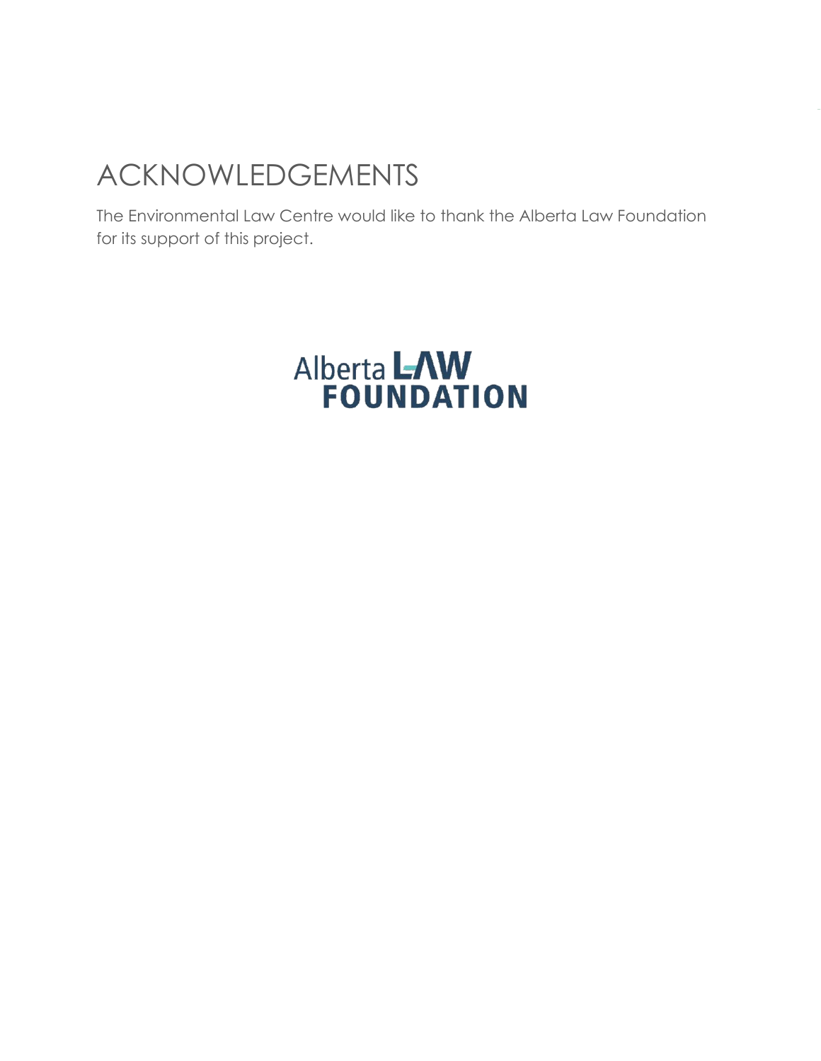# ACKNOWLEDGEMENTS

The Environmental Law Centre would like to thank the Alberta Law Foundation for its support of this project.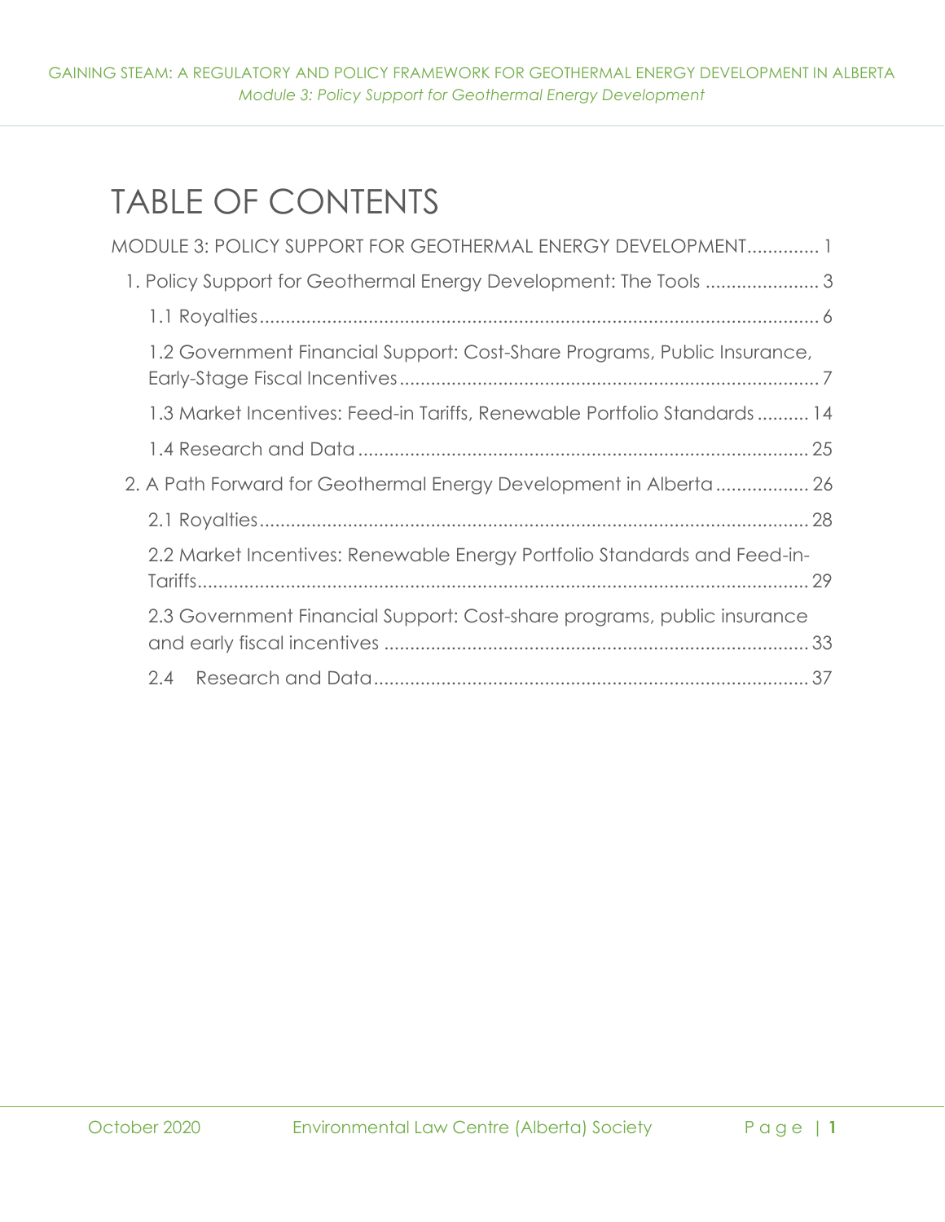# TABLE OF CONTENTS

MODULE 3: POLICY SUPPORT FOR GEOTHERMAL ENERGY DEVELOPMENT.............. 1

- 1. Policy Support for Geothermal Energy Development: The Tools ...................... 3
  - 1.1 Royalties........................................................................................................ 6
  - 1.2 Government Financial Support: Cost-Share Programs, Public Insurance, Early-Stage Fiscal Incentives ................................................................................ 7
  - 1.3 Market Incentives: Feed-in Tariffs, Renewable Portfolio Standards .......... 14
  - 1.4 Research and Data ...................................................................................... 25
- 2. A Path Forward for Geothermal Energy Development in Alberta .................. 26
  - 2.1 Royalties....................................................................................................... 28
  - 2.2 Market Incentives: Renewable Energy Portfolio Standards and Feed-in-Tariffs..................................................................................................................... 29
  - 2.3 Government Financial Support: Cost-share programs, public insurance and early fiscal incentives .................................................................................. 33
  - 2.4 Research and Data.................................................................................... 37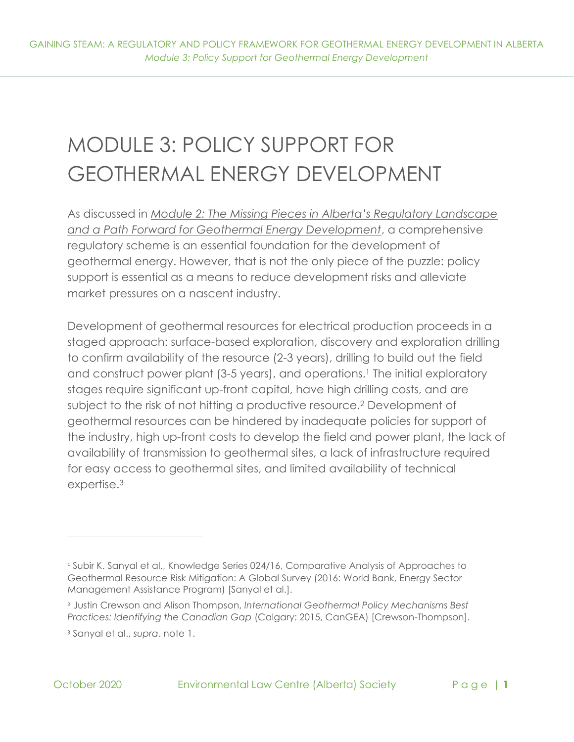# MODULE 3: POLICY SUPPORT FOR GEOTHERMAL ENERGY DEVELOPMENT

As discussed in *Module 2: The Missing Pieces in Alberta's Regulatory Landscape and a Path Forward for Geothermal Energy Development*, a comprehensive regulatory scheme is an essential foundation for the development of geothermal energy. However, that is not the only piece of the puzzle: policy support is essential as a means to reduce development risks and alleviate market pressures on a nascent industry.

Development of geothermal resources for electrical production proceeds in a staged approach: surface-based exploration, discovery and exploration drilling to confirm availability of the resource (2-3 years), drilling to build out the field and construct power plant (3-5 years), and operations.[1] The initial exploratory stages require significant up-front capital, have high drilling costs, and are subject to the risk of not hitting a productive resource.[2] Development of geothermal resources can be hindered by inadequate policies for support of the industry, high up-front costs to develop the field and power plant, the lack of availability of transmission to geothermal sites, a lack of infrastructure required for easy access to geothermal sites, and limited availability of technical expertise.[3]

---

[1] Subir K. Sanyal et al., Knowledge Series 024/16, Comparative Analysis of Approaches to Geothermal Resource Risk Mitigation: A Global Survey (2016: World Bank, Energy Sector Management Assistance Program) [Sanyal et al.].

[2] Justin Crewson and Alison Thompson, *International Geothermal Policy Mechanisms Best Practices: Identifying the Canadian Gap* (Calgary: 2015, CanGEA) [Crewson-Thompson].

[3] Sanyal et al., *supra*. note 1.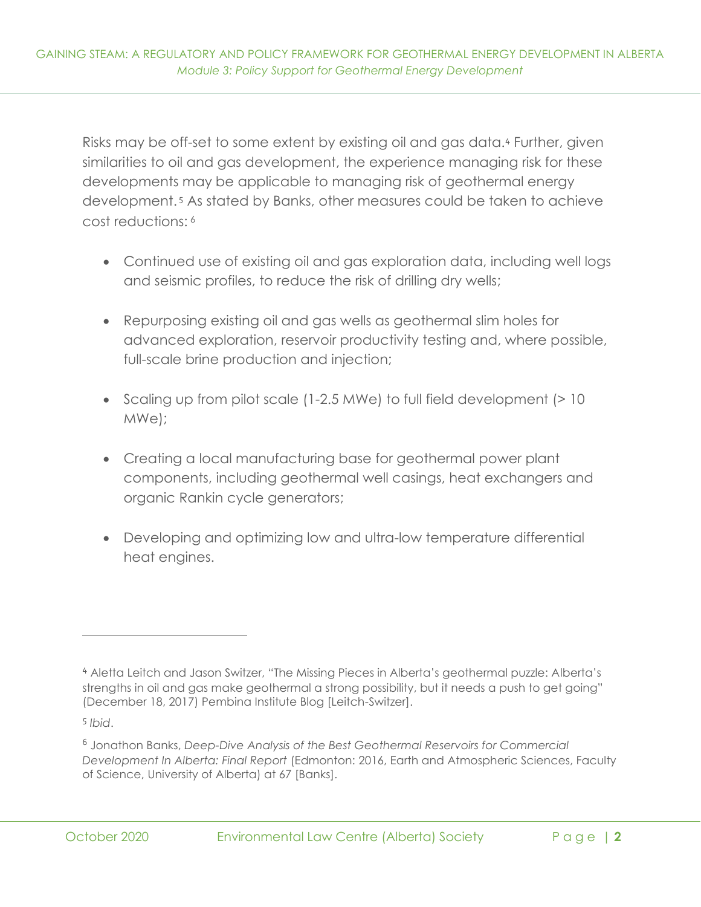Risks may be off-set to some extent by existing oil and gas data.[4] Further, given similarities to oil and gas development, the experience managing risk for these developments may be applicable to managing risk of geothermal energy development.[5] As stated by Banks, other measures could be taken to achieve cost reductions:[6]

- Continued use of existing oil and gas exploration data, including well logs and seismic profiles, to reduce the risk of drilling dry wells;
- Repurposing existing oil and gas wells as geothermal slim holes for advanced exploration, reservoir productivity testing and, where possible, full-scale brine production and injection;
- Scaling up from pilot scale (1-2.5 MWe) to full field development (> 10 MWe);
- Creating a local manufacturing base for geothermal power plant components, including geothermal well casings, heat exchangers and organic Rankin cycle generators;
- Developing and optimizing low and ultra-low temperature differential heat engines.

---

[4] Aletta Leitch and Jason Switzer, "The Missing Pieces in Alberta's geothermal puzzle: Alberta's strengths in oil and gas make geothermal a strong possibility, but it needs a push to get going" (December 18, 2017) Pembina Institute Blog [Leitch-Switzer].

[5] *Ibid*.

[6] Jonathon Banks, *Deep-Dive Analysis of the Best Geothermal Reservoirs for Commercial Development In Alberta: Final Report* (Edmonton: 2016, Earth and Atmospheric Sciences, Faculty of Science, University of Alberta) at 67 [Banks].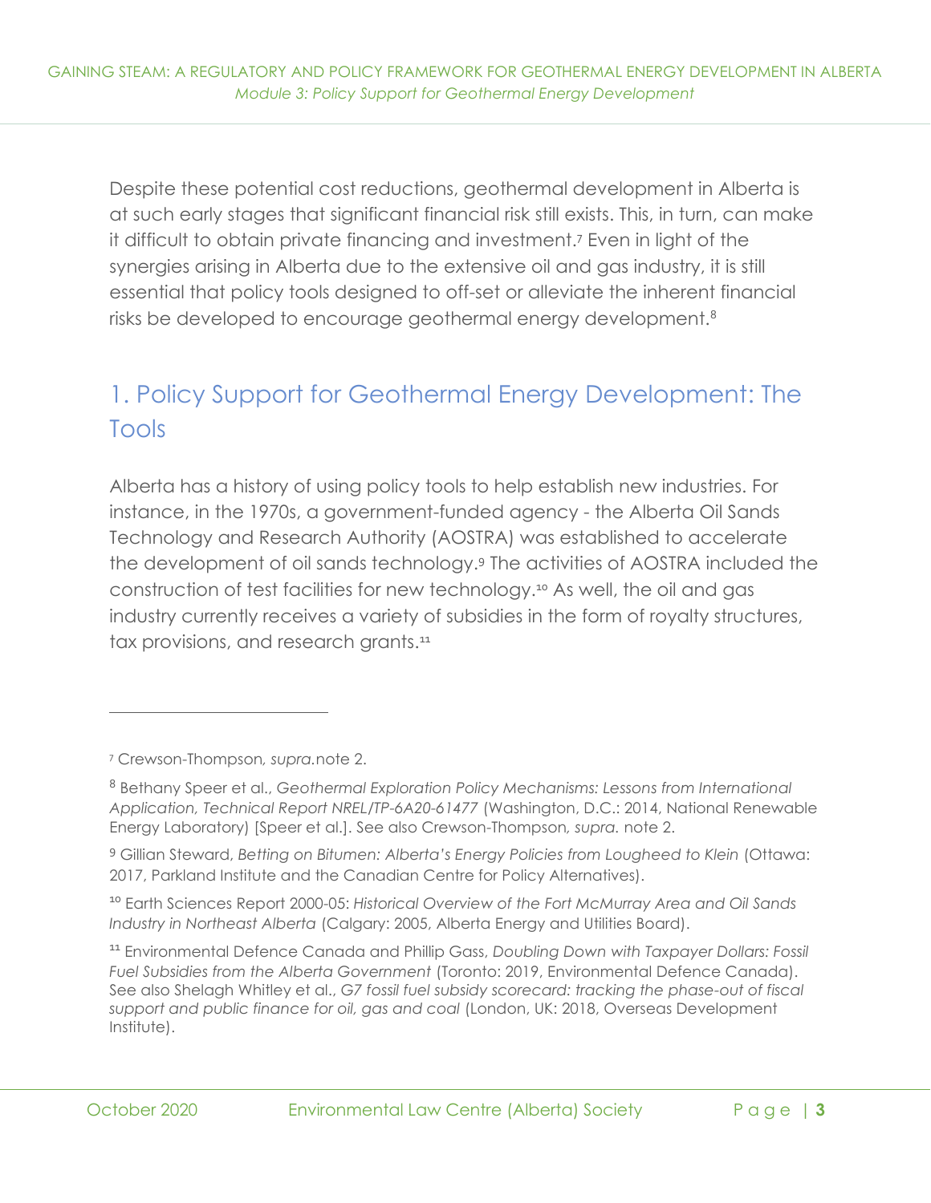Despite these potential cost reductions, geothermal development in Alberta is at such early stages that significant financial risk still exists. This, in turn, can make it difficult to obtain private financing and investment.[7] Even in light of the synergies arising in Alberta due to the extensive oil and gas industry, it is still essential that policy tools designed to off-set or alleviate the inherent financial risks be developed to encourage geothermal energy development.[8]

## 1. Policy Support for Geothermal Energy Development: The Tools

Alberta has a history of using policy tools to help establish new industries. For instance, in the 1970s, a government-funded agency - the Alberta Oil Sands Technology and Research Authority (AOSTRA) was established to accelerate the development of oil sands technology.[9] The activities of AOSTRA included the construction of test facilities for new technology.[10] As well, the oil and gas industry currently receives a variety of subsidies in the form of royalty structures, tax provisions, and research grants.[11]

---

[7] Crewson-Thompson*, supra.*note 2.

[8] Bethany Speer et al., *Geothermal Exploration Policy Mechanisms: Lessons from International Application, Technical Report NREL/TP-6A20-61477* (Washington, D.C.: 2014, National Renewable Energy Laboratory) [Speer et al.]. See also Crewson-Thompson*, supra.* note 2.

[9] Gillian Steward, *Betting on Bitumen: Alberta's Energy Policies from Lougheed to Klein* (Ottawa: 2017, Parkland Institute and the Canadian Centre for Policy Alternatives).

[10] Earth Sciences Report 2000-05: *Historical Overview of the Fort McMurray Area and Oil Sands Industry in Northeast Alberta* (Calgary: 2005, Alberta Energy and Utilities Board).

[11] Environmental Defence Canada and Phillip Gass, *Doubling Down with Taxpayer Dollars: Fossil Fuel Subsidies from the Alberta Government* (Toronto: 2019, Environmental Defence Canada). See also Shelagh Whitley et al., *G7 fossil fuel subsidy scorecard: tracking the phase-out of fiscal support and public finance for oil, gas and coal* (London, UK: 2018, Overseas Development Institute).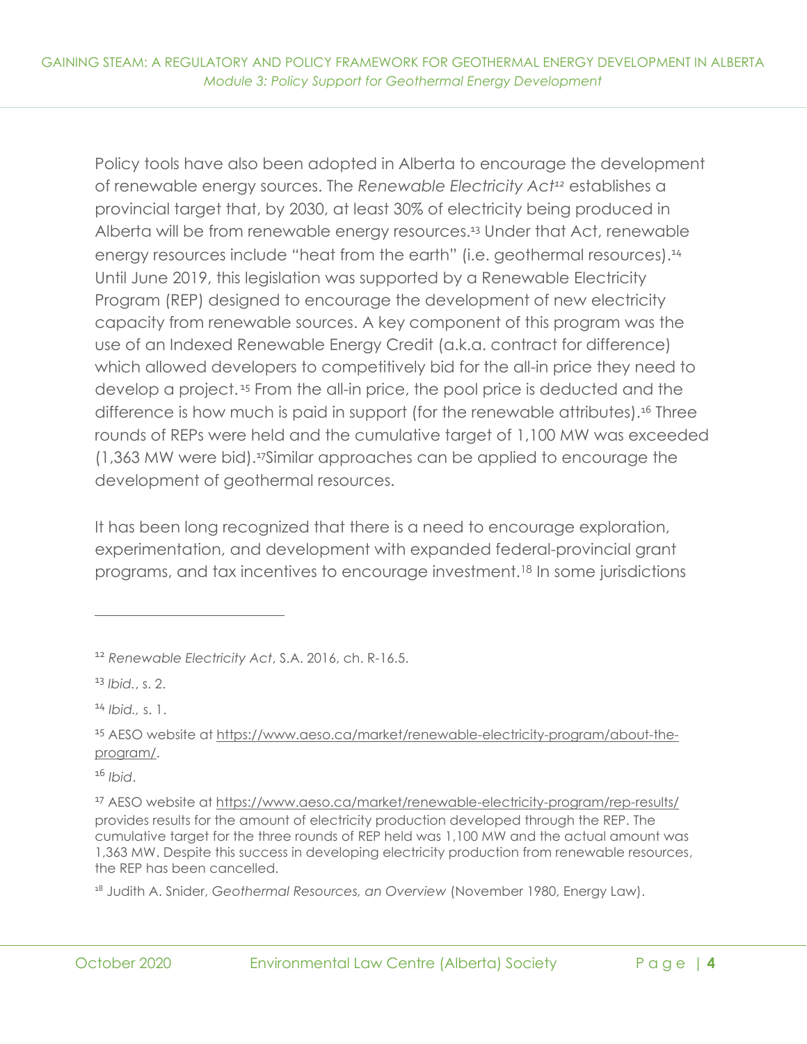Policy tools have also been adopted in Alberta to encourage the development of renewable energy sources. The *Renewable Electricity Act*[12] establishes a provincial target that, by 2030, at least 30% of electricity being produced in Alberta will be from renewable energy resources.[13] Under that Act, renewable energy resources include "heat from the earth" (i.e. geothermal resources).[14] Until June 2019, this legislation was supported by a Renewable Electricity Program (REP) designed to encourage the development of new electricity capacity from renewable sources. A key component of this program was the use of an Indexed Renewable Energy Credit (a.k.a. contract for difference) which allowed developers to competitively bid for the all-in price they need to develop a project.[15] From the all-in price, the pool price is deducted and the difference is how much is paid in support (for the renewable attributes).[16] Three rounds of REPs were held and the cumulative target of 1,100 MW was exceeded (1,363 MW were bid).[17]Similar approaches can be applied to encourage the development of geothermal resources.

It has been long recognized that there is a need to encourage exploration, experimentation, and development with expanded federal-provincial grant programs, and tax incentives to encourage investment.[18] In some jurisdictions

---

[12] *Renewable Electricity Act*, S.A. 2016, ch. R-16.5.

[13] *Ibid.*, s. 2.

[14] *Ibid.,* s. 1.

[15] AESO website at https://www.aeso.ca/market/renewable-electricity-program/about-the-program/.

[16] *Ibid*.

[17] AESO website at https://www.aeso.ca/market/renewable-electricity-program/rep-results/ provides results for the amount of electricity production developed through the REP. The cumulative target for the three rounds of REP held was 1,100 MW and the actual amount was 1,363 MW. Despite this success in developing electricity production from renewable resources, the REP has been cancelled.

[18] Judith A. Snider, *Geothermal Resources, an Overview* (November 1980, Energy Law).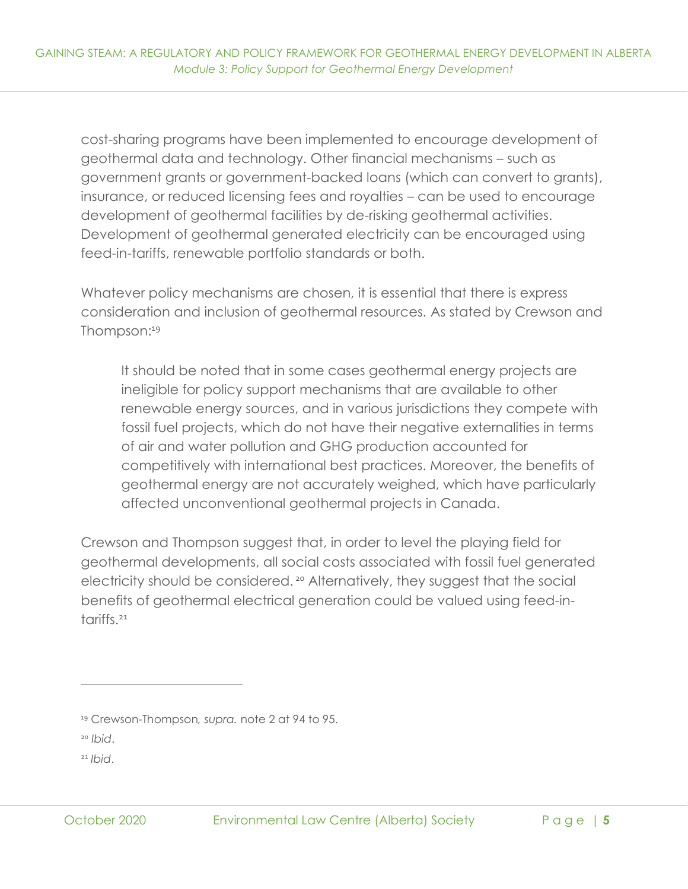cost-sharing programs have been implemented to encourage development of geothermal data and technology. Other financial mechanisms – such as government grants or government-backed loans (which can convert to grants), insurance, or reduced licensing fees and royalties – can be used to encourage development of geothermal facilities by de-risking geothermal activities. Development of geothermal generated electricity can be encouraged using feed-in-tariffs, renewable portfolio standards or both.

Whatever policy mechanisms are chosen, it is essential that there is express consideration and inclusion of geothermal resources. As stated by Crewson and Thompson:[19]

> It should be noted that in some cases geothermal energy projects are ineligible for policy support mechanisms that are available to other renewable energy sources, and in various jurisdictions they compete with fossil fuel projects, which do not have their negative externalities in terms of air and water pollution and GHG production accounted for competitively with international best practices. Moreover, the benefits of geothermal energy are not accurately weighed, which have particularly affected unconventional geothermal projects in Canada.

Crewson and Thompson suggest that, in order to level the playing field for geothermal developments, all social costs associated with fossil fuel generated electricity should be considered.[20] Alternatively, they suggest that the social benefits of geothermal electrical generation could be valued using feed-in-tariffs.[21]

---

[19] Crewson-Thompson, *supra.* note 2 at 94 to 95.

[20] *Ibid*.

[21] *Ibid*.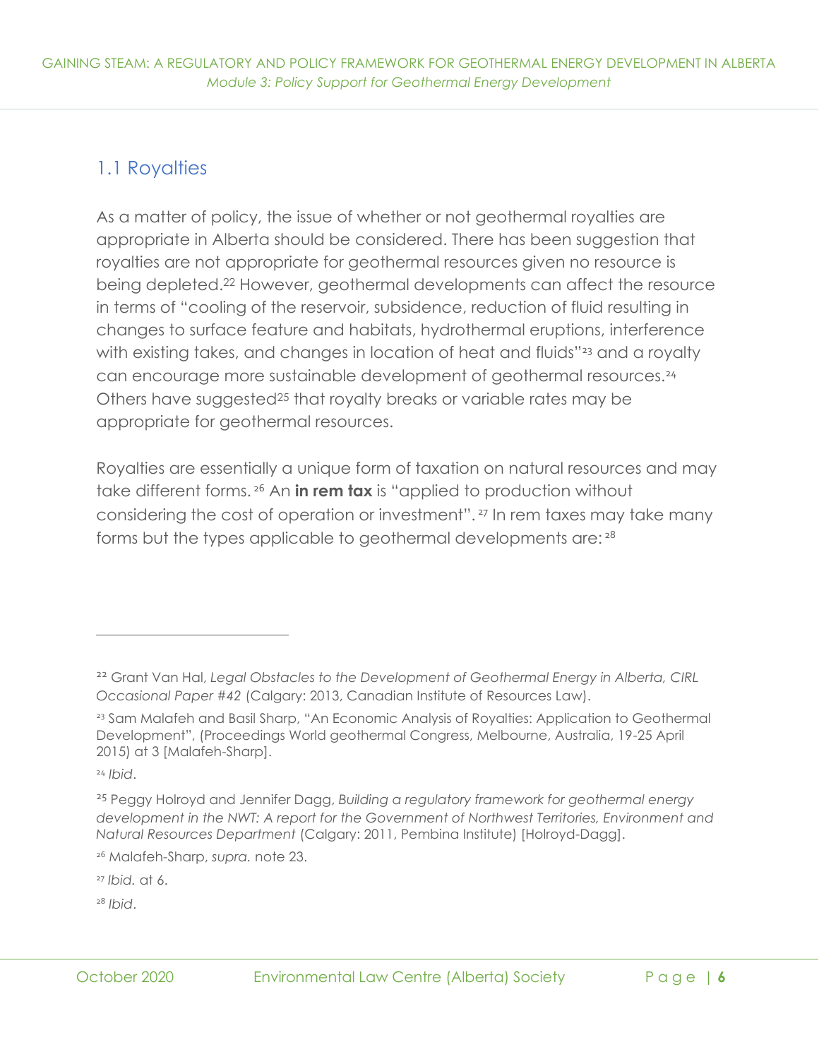## 1.1 Royalties

As a matter of policy, the issue of whether or not geothermal royalties are appropriate in Alberta should be considered. There has been suggestion that royalties are not appropriate for geothermal resources given no resource is being depleted.[22] However, geothermal developments can affect the resource in terms of "cooling of the reservoir, subsidence, reduction of fluid resulting in changes to surface feature and habitats, hydrothermal eruptions, interference with existing takes, and changes in location of heat and fluids"[23] and a royalty can encourage more sustainable development of geothermal resources.[24] Others have suggested[25] that royalty breaks or variable rates may be appropriate for geothermal resources.

Royalties are essentially a unique form of taxation on natural resources and may take different forms.[26] An **in rem tax** is "applied to production without considering the cost of operation or investment".[27] In rem taxes may take many forms but the types applicable to geothermal developments are:[28]

---

[22] Grant Van Hal, *Legal Obstacles to the Development of Geothermal Energy in Alberta, CIRL Occasional Paper #42* (Calgary: 2013, Canadian Institute of Resources Law).

[23] Sam Malafeh and Basil Sharp, "An Economic Analysis of Royalties: Application to Geothermal Development", (Proceedings World geothermal Congress, Melbourne, Australia, 19-25 April 2015) at 3 [Malafeh-Sharp].

[24] *Ibid*.

[25] Peggy Holroyd and Jennifer Dagg, *Building a regulatory framework for geothermal energy development in the NWT: A report for the Government of Northwest Territories, Environment and Natural Resources Department* (Calgary: 2011, Pembina Institute) [Holroyd-Dagg].

[26] Malafeh-Sharp, *supra.* note 23.

[27] *Ibid.* at 6.

[28] *Ibid*.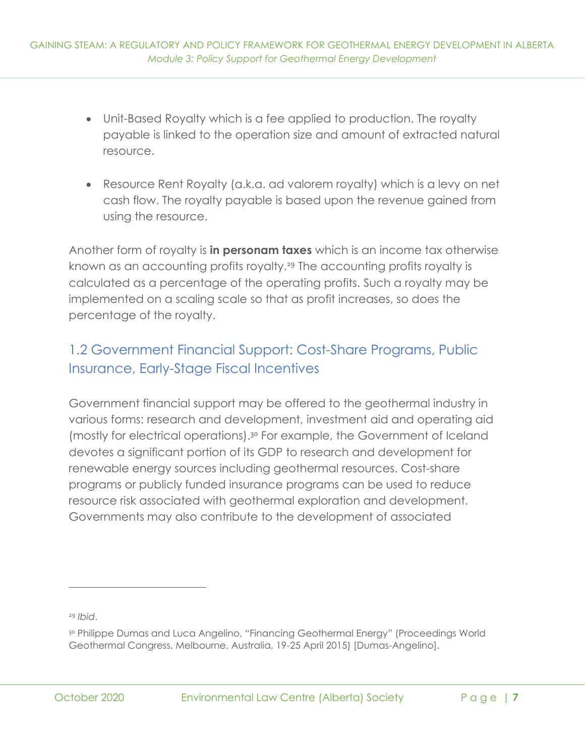- Unit-Based Royalty which is a fee applied to production. The royalty payable is linked to the operation size and amount of extracted natural resource.

- Resource Rent Royalty (a.k.a. ad valorem royalty) which is a levy on net cash flow. The royalty payable is based upon the revenue gained from using the resource.

Another form of royalty is **in personam taxes** which is an income tax otherwise known as an accounting profits royalty.[29] The accounting profits royalty is calculated as a percentage of the operating profits. Such a royalty may be implemented on a scaling scale so that as profit increases, so does the percentage of the royalty.

## 1.2 Government Financial Support: Cost-Share Programs, Public Insurance, Early-Stage Fiscal Incentives

Government financial support may be offered to the geothermal industry in various forms: research and development, investment aid and operating aid (mostly for electrical operations).[30] For example, the Government of Iceland devotes a significant portion of its GDP to research and development for renewable energy sources including geothermal resources. Cost-share programs or publicly funded insurance programs can be used to reduce resource risk associated with geothermal exploration and development. Governments may also contribute to the development of associated

---

[29] *Ibid*.

[30] Philippe Dumas and Luca Angelino, "Financing Geothermal Energy" (Proceedings World Geothermal Congress, Melbourne, Australia, 19-25 April 2015) [Dumas-Angelino].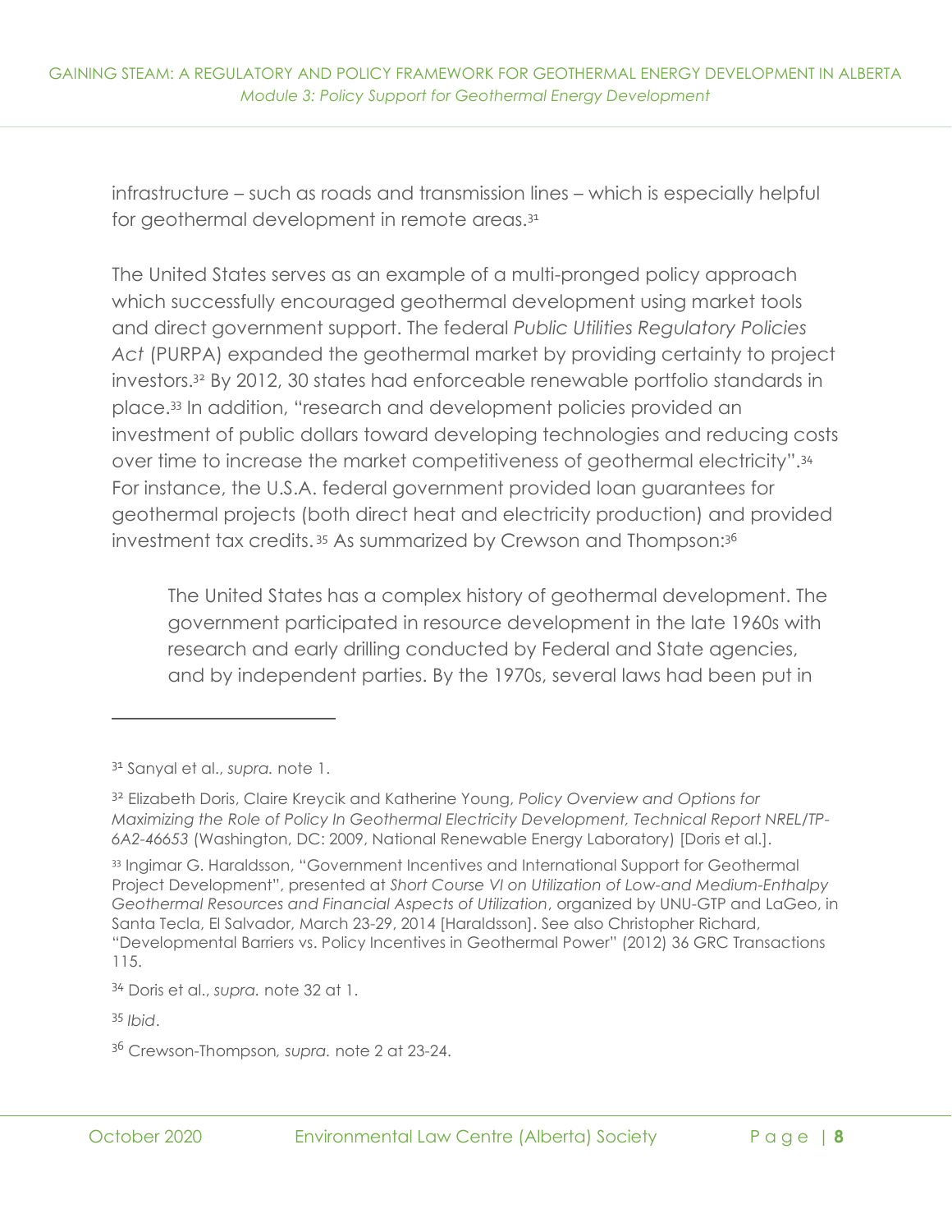infrastructure – such as roads and transmission lines – which is especially helpful for geothermal development in remote areas.[31]

The United States serves as an example of a multi-pronged policy approach which successfully encouraged geothermal development using market tools and direct government support. The federal *Public Utilities Regulatory Policies Act* (PURPA) expanded the geothermal market by providing certainty to project investors.[32] By 2012, 30 states had enforceable renewable portfolio standards in place.[33] In addition, "research and development policies provided an investment of public dollars toward developing technologies and reducing costs over time to increase the market competitiveness of geothermal electricity".[34] For instance, the U.S.A. federal government provided loan guarantees for geothermal projects (both direct heat and electricity production) and provided investment tax credits.[35] As summarized by Crewson and Thompson:[36]

> The United States has a complex history of geothermal development. The government participated in resource development in the late 1960s with research and early drilling conducted by Federal and State agencies, and by independent parties. By the 1970s, several laws had been put in

---

[31] Sanyal et al., *supra.* note 1.

[32] Elizabeth Doris, Claire Kreycik and Katherine Young, *Policy Overview and Options for Maximizing the Role of Policy In Geothermal Electricity Development, Technical Report NREL/TP-6A2-46653* (Washington, DC: 2009, National Renewable Energy Laboratory) [Doris et al.].

[33] Ingimar G. Haraldsson, "Government Incentives and International Support for Geothermal Project Development", presented at *Short Course VI on Utilization of Low-and Medium-Enthalpy Geothermal Resources and Financial Aspects of Utilization*, organized by UNU-GTP and LaGeo, in Santa Tecla, El Salvador, March 23-29, 2014 [Haraldsson]. See also Christopher Richard, "Developmental Barriers vs. Policy Incentives in Geothermal Power" (2012) 36 GRC Transactions 115.

[34] Doris et al., *supra.* note 32 at 1.

[35] *Ibid*.

[36] Crewson-Thompson*, supra.* note 2 at 23-24.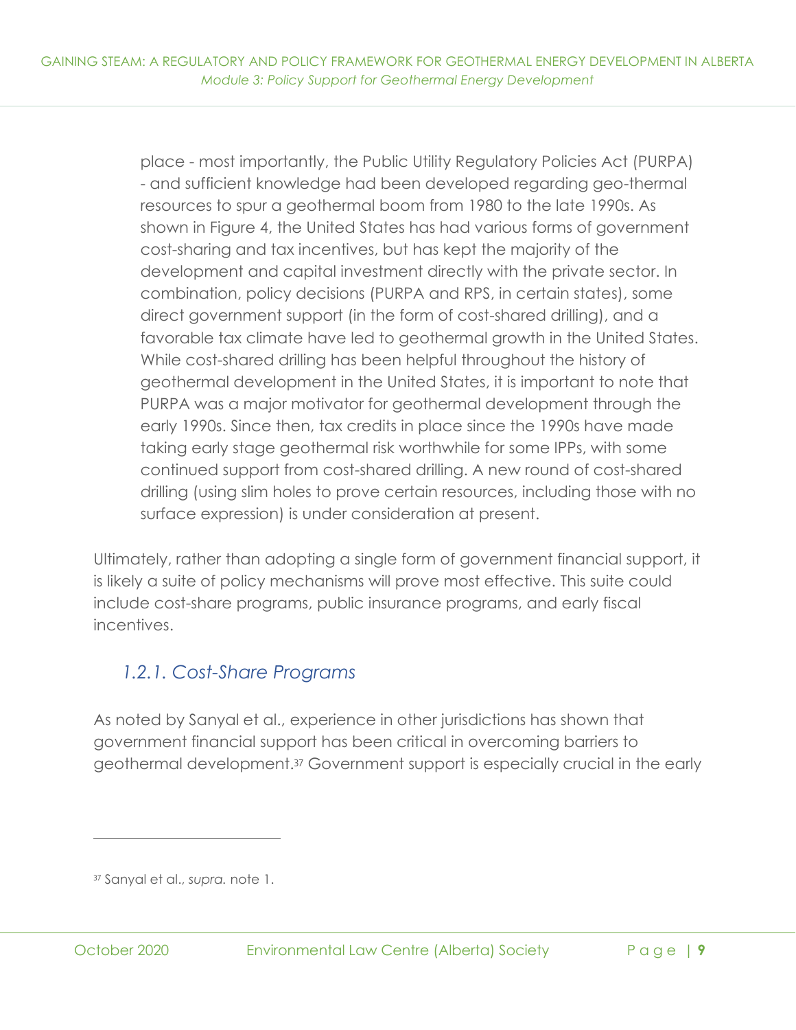> place - most importantly, the Public Utility Regulatory Policies Act (PURPA) - and sufficient knowledge had been developed regarding geo-thermal resources to spur a geothermal boom from 1980 to the late 1990s. As shown in Figure 4, the United States has had various forms of government cost-sharing and tax incentives, but has kept the majority of the development and capital investment directly with the private sector. In combination, policy decisions (PURPA and RPS, in certain states), some direct government support (in the form of cost-shared drilling), and a favorable tax climate have led to geothermal growth in the United States. While cost-shared drilling has been helpful throughout the history of geothermal development in the United States, it is important to note that PURPA was a major motivator for geothermal development through the early 1990s. Since then, tax credits in place since the 1990s have made taking early stage geothermal risk worthwhile for some IPPs, with some continued support from cost-shared drilling. A new round of cost-shared drilling (using slim holes to prove certain resources, including those with no surface expression) is under consideration at present.

Ultimately, rather than adopting a single form of government financial support, it is likely a suite of policy mechanisms will prove most effective. This suite could include cost-share programs, public insurance programs, and early fiscal incentives.

### *1.2.1. Cost-Share Programs*

As noted by Sanyal et al., experience in other jurisdictions has shown that government financial support has been critical in overcoming barriers to geothermal development.[37] Government support is especially crucial in the early

[37] Sanyal et al., *supra.* note 1.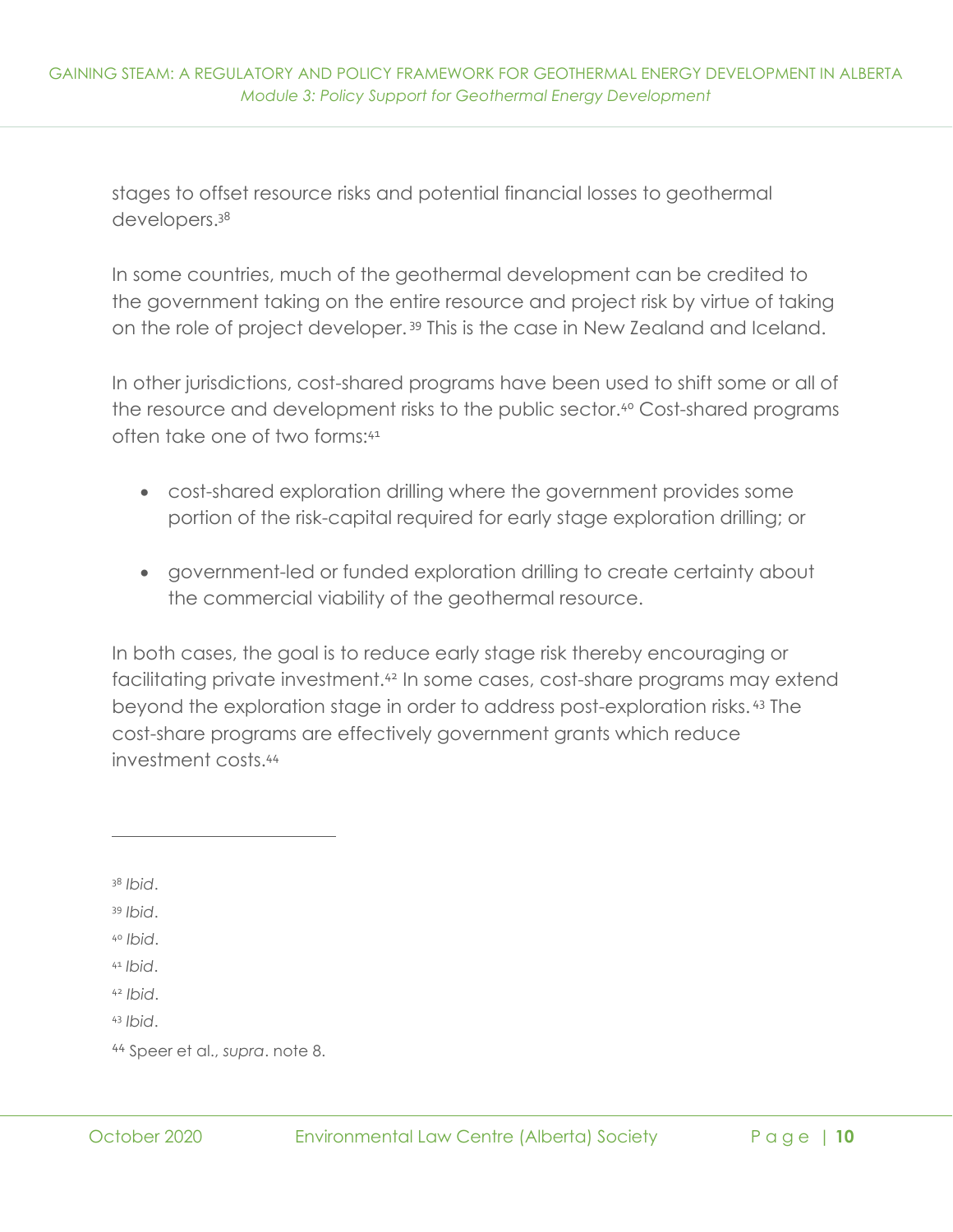stages to offset resource risks and potential financial losses to geothermal developers.[38]

In some countries, much of the geothermal development can be credited to the government taking on the entire resource and project risk by virtue of taking on the role of project developer.[39] This is the case in New Zealand and Iceland.

In other jurisdictions, cost-shared programs have been used to shift some or all of the resource and development risks to the public sector.[40] Cost-shared programs often take one of two forms:[41]

- cost-shared exploration drilling where the government provides some portion of the risk-capital required for early stage exploration drilling; or
- government-led or funded exploration drilling to create certainty about the commercial viability of the geothermal resource.

In both cases, the goal is to reduce early stage risk thereby encouraging or facilitating private investment.[42] In some cases, cost-share programs may extend beyond the exploration stage in order to address post-exploration risks.[43] The cost-share programs are effectively government grants which reduce investment costs.[44]

---

[38] *Ibid*.

[39] *Ibid*.

[40] *Ibid*.

[41] *Ibid*.

[42] *Ibid*.

[43] *Ibid*.

[44] Speer et al., *supra*. note 8.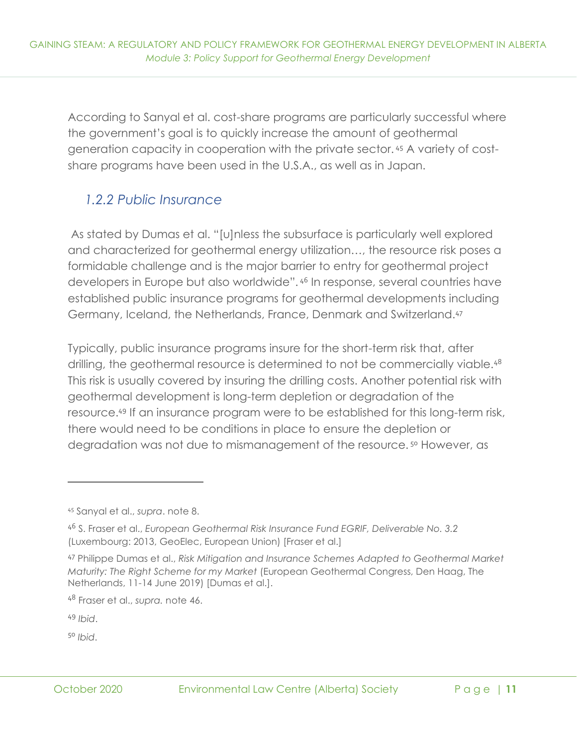According to Sanyal et al. cost-share programs are particularly successful where the government's goal is to quickly increase the amount of geothermal generation capacity in cooperation with the private sector.[45] A variety of cost-share programs have been used in the U.S.A., as well as in Japan.

### *1.2.2 Public Insurance*

As stated by Dumas et al. "[u]nless the subsurface is particularly well explored and characterized for geothermal energy utilization…, the resource risk poses a formidable challenge and is the major barrier to entry for geothermal project developers in Europe but also worldwide".[46] In response, several countries have established public insurance programs for geothermal developments including Germany, Iceland, the Netherlands, France, Denmark and Switzerland.[47]

Typically, public insurance programs insure for the short-term risk that, after drilling, the geothermal resource is determined to not be commercially viable.[48] This risk is usually covered by insuring the drilling costs. Another potential risk with geothermal development is long-term depletion or degradation of the resource.[49] If an insurance program were to be established for this long-term risk, there would need to be conditions in place to ensure the depletion or degradation was not due to mismanagement of the resource.[50] However, as

---

[45] Sanyal et al., *supra*. note 8.

[46] S. Fraser et al., *European Geothermal Risk Insurance Fund EGRIF, Deliverable No. 3.2* (Luxembourg: 2013, GeoElec, European Union) [Fraser et al.]

[47] Philippe Dumas et al., *Risk Mitigation and Insurance Schemes Adapted to Geothermal Market Maturity: The Right Scheme for my Market* (European Geothermal Congress, Den Haag, The Netherlands, 11-14 June 2019) [Dumas et al.].

[48] Fraser et al., *supra.* note 46.

[49] *Ibid*.

[50] *Ibid*.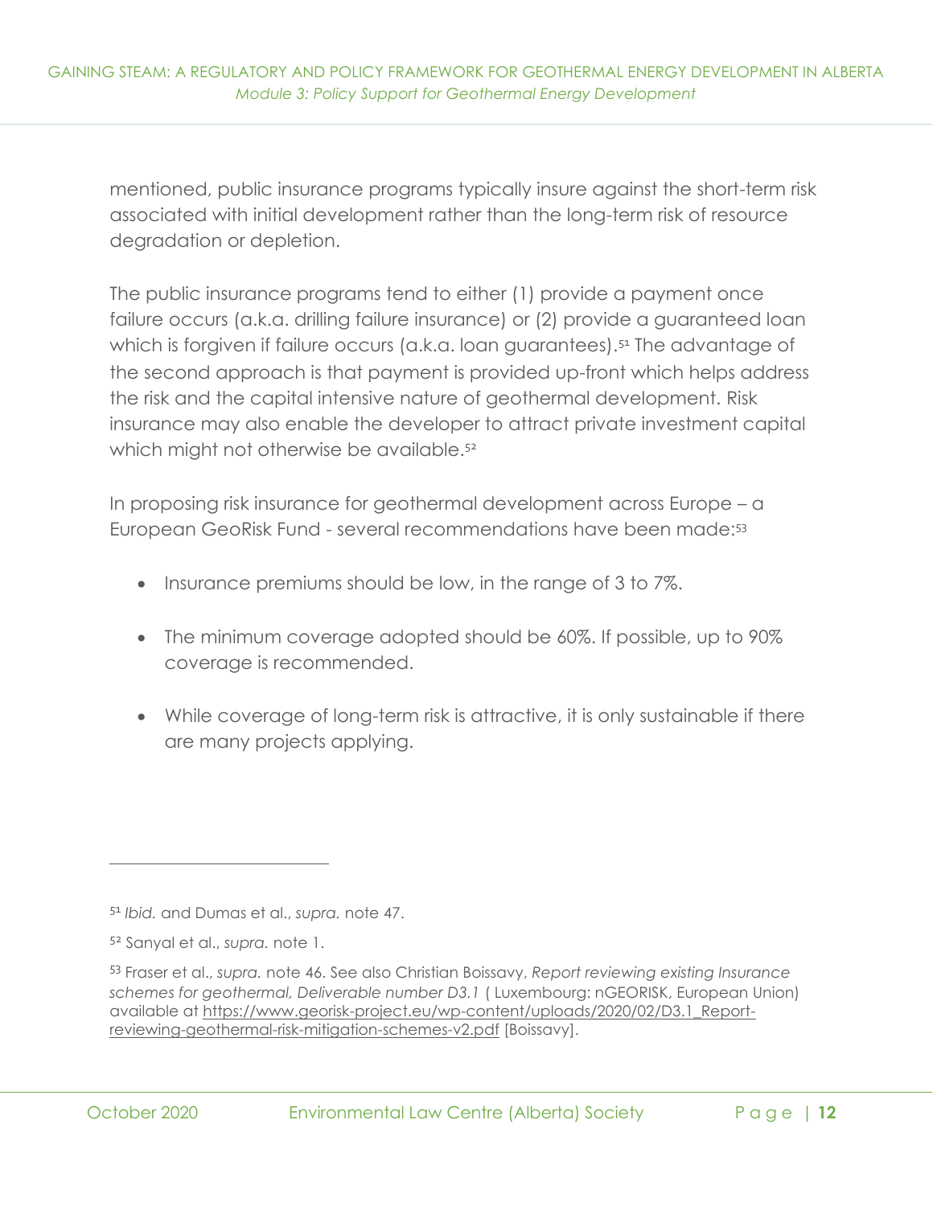mentioned, public insurance programs typically insure against the short-term risk associated with initial development rather than the long-term risk of resource degradation or depletion.

The public insurance programs tend to either (1) provide a payment once failure occurs (a.k.a. drilling failure insurance) or (2) provide a guaranteed loan which is forgiven if failure occurs (a.k.a. loan guarantees).[51] The advantage of the second approach is that payment is provided up-front which helps address the risk and the capital intensive nature of geothermal development. Risk insurance may also enable the developer to attract private investment capital which might not otherwise be available.[52]

In proposing risk insurance for geothermal development across Europe – a European GeoRisk Fund - several recommendations have been made:[53]

- Insurance premiums should be low, in the range of 3 to 7%.
- The minimum coverage adopted should be 60%. If possible, up to 90% coverage is recommended.
- While coverage of long-term risk is attractive, it is only sustainable if there are many projects applying.

---

[51] *Ibid.* and Dumas et al., *supra.* note 47.

[52] Sanyal et al., *supra.* note 1.

[53] Fraser et al., *supra.* note 46. See also Christian Boissavy, *Report reviewing existing Insurance schemes for geothermal, Deliverable number D3.1* ( Luxembourg: nGEORISK, European Union) available at https://www.georisk-project.eu/wp-content/uploads/2020/02/D3.1_Report-reviewing-geothermal-risk-mitigation-schemes-v2.pdf [Boissavy].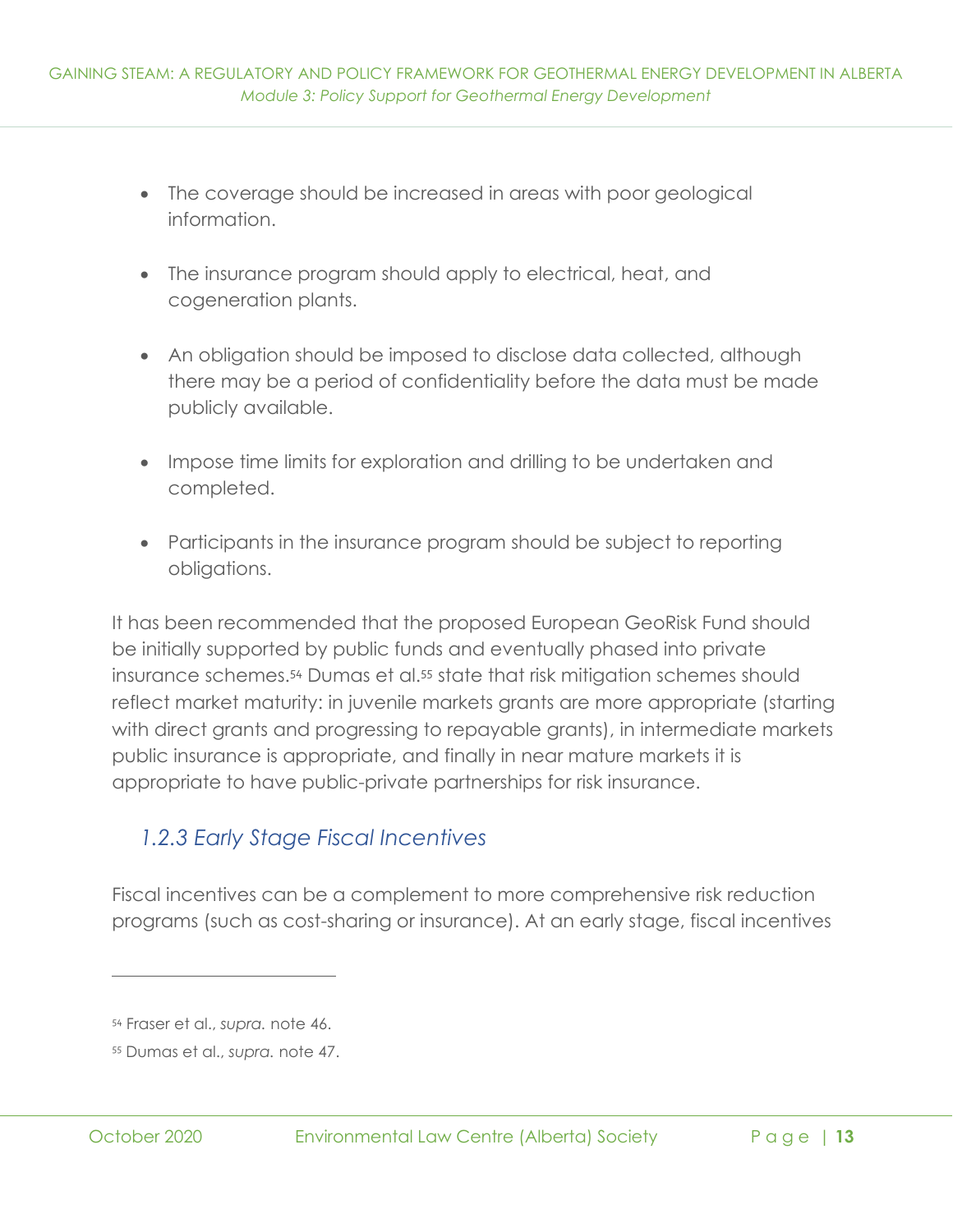- The coverage should be increased in areas with poor geological information.
- The insurance program should apply to electrical, heat, and cogeneration plants.
- An obligation should be imposed to disclose data collected, although there may be a period of confidentiality before the data must be made publicly available.
- Impose time limits for exploration and drilling to be undertaken and completed.
- Participants in the insurance program should be subject to reporting obligations.

It has been recommended that the proposed European GeoRisk Fund should be initially supported by public funds and eventually phased into private insurance schemes.[54] Dumas et al.[55] state that risk mitigation schemes should reflect market maturity: in juvenile markets grants are more appropriate (starting with direct grants and progressing to repayable grants), in intermediate markets public insurance is appropriate, and finally in near mature markets it is appropriate to have public-private partnerships for risk insurance.

### *1.2.3 Early Stage Fiscal Incentives*

Fiscal incentives can be a complement to more comprehensive risk reduction programs (such as cost-sharing or insurance). At an early stage, fiscal incentives

---

[54] Fraser et al., *supra.* note 46.

[55] Dumas et al., *supra.* note 47.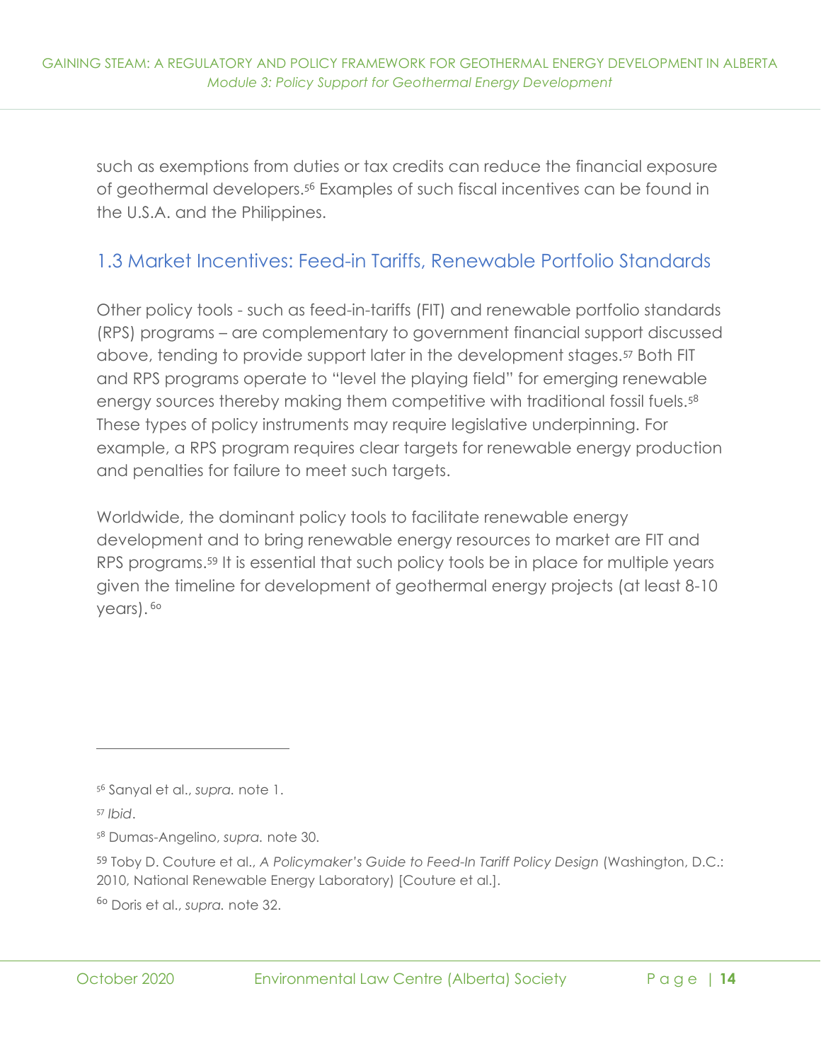such as exemptions from duties or tax credits can reduce the financial exposure of geothermal developers.[56] Examples of such fiscal incentives can be found in the U.S.A. and the Philippines.

### 1.3 Market Incentives: Feed-in Tariffs, Renewable Portfolio Standards

Other policy tools - such as feed-in-tariffs (FIT) and renewable portfolio standards (RPS) programs – are complementary to government financial support discussed above, tending to provide support later in the development stages.[57] Both FIT and RPS programs operate to "level the playing field" for emerging renewable energy sources thereby making them competitive with traditional fossil fuels.[58] These types of policy instruments may require legislative underpinning. For example, a RPS program requires clear targets for renewable energy production and penalties for failure to meet such targets.

Worldwide, the dominant policy tools to facilitate renewable energy development and to bring renewable energy resources to market are FIT and RPS programs.[59] It is essential that such policy tools be in place for multiple years given the timeline for development of geothermal energy projects (at least 8-10 years).[60]

---

[56] Sanyal et al., *supra.* note 1.

[57] *Ibid*.

[58] Dumas-Angelino, *supra.* note 30.

[59] Toby D. Couture et al., *A Policymaker's Guide to Feed-In Tariff Policy Design* (Washington, D.C.: 2010, National Renewable Energy Laboratory) [Couture et al.].

[60] Doris et al., *supra.* note 32.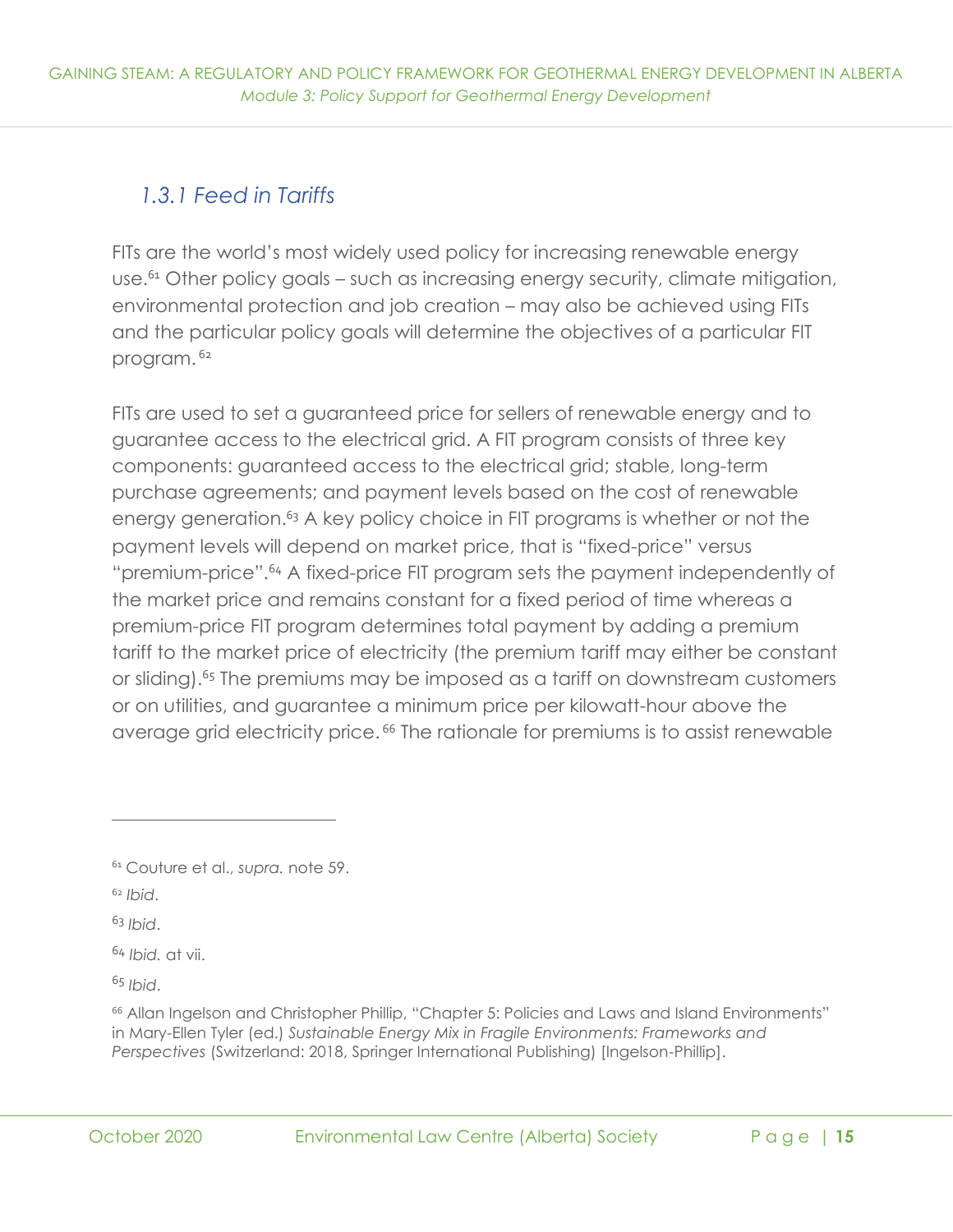### *1.3.1 Feed in Tariffs*

FITs are the world's most widely used policy for increasing renewable energy use.[61] Other policy goals – such as increasing energy security, climate mitigation, environmental protection and job creation – may also be achieved using FITs and the particular policy goals will determine the objectives of a particular FIT program.[62]

FITs are used to set a guaranteed price for sellers of renewable energy and to guarantee access to the electrical grid. A FIT program consists of three key components: guaranteed access to the electrical grid; stable, long-term purchase agreements; and payment levels based on the cost of renewable energy generation.[63] A key policy choice in FIT programs is whether or not the payment levels will depend on market price, that is "fixed-price" versus "premium-price".[64] A fixed-price FIT program sets the payment independently of the market price and remains constant for a fixed period of time whereas a premium-price FIT program determines total payment by adding a premium tariff to the market price of electricity (the premium tariff may either be constant or sliding).[65] The premiums may be imposed as a tariff on downstream customers or on utilities, and guarantee a minimum price per kilowatt-hour above the average grid electricity price.[66] The rationale for premiums is to assist renewable

---

[61] Couture et al., *supra.* note 59.

[62] *Ibid*.

[63] *Ibid*.

[64] *Ibid.* at vii.

[65] *Ibid*.

[66] Allan Ingelson and Christopher Phillip, "Chapter 5: Policies and Laws and Island Environments" in Mary-Ellen Tyler (ed.) *Sustainable Energy Mix in Fragile Environments: Frameworks and Perspectives* (Switzerland: 2018, Springer International Publishing) [Ingelson-Phillip].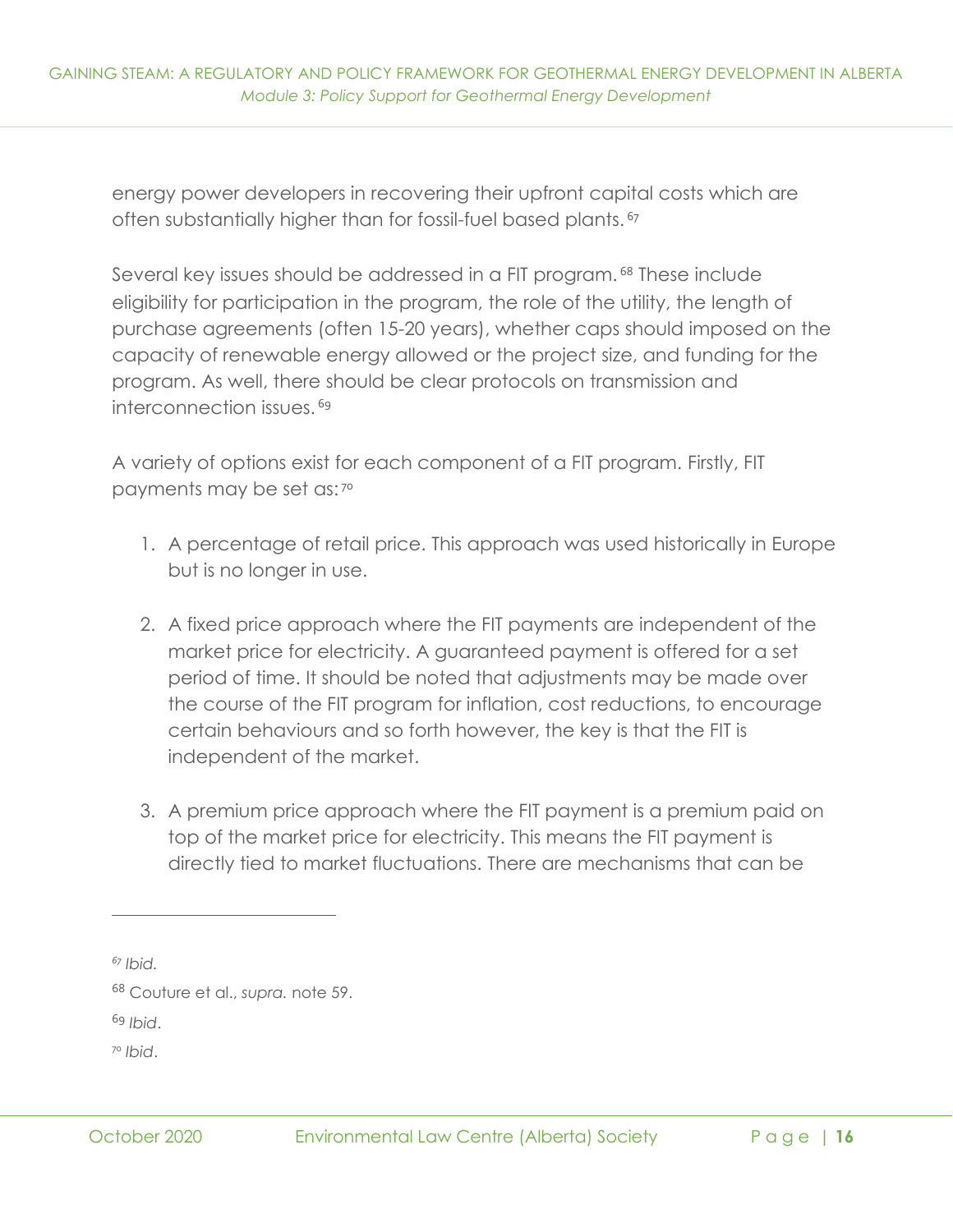energy power developers in recovering their upfront capital costs which are often substantially higher than for fossil-fuel based plants.[67]

Several key issues should be addressed in a FIT program.[68] These include eligibility for participation in the program, the role of the utility, the length of purchase agreements (often 15-20 years), whether caps should imposed on the capacity of renewable energy allowed or the project size, and funding for the program. As well, there should be clear protocols on transmission and interconnection issues.[69]

A variety of options exist for each component of a FIT program. Firstly, FIT payments may be set as:[70]

1. A percentage of retail price. This approach was used historically in Europe but is no longer in use.

2. A fixed price approach where the FIT payments are independent of the market price for electricity. A guaranteed payment is offered for a set period of time. It should be noted that adjustments may be made over the course of the FIT program for inflation, cost reductions, to encourage certain behaviours and so forth however, the key is that the FIT is independent of the market.

3. A premium price approach where the FIT payment is a premium paid on top of the market price for electricity. This means the FIT payment is directly tied to market fluctuations. There are mechanisms that can be

---

[67] *Ibid.*

[68] Couture et al., *supra.* note 59.

[69] *Ibid*.

[70] *Ibid*.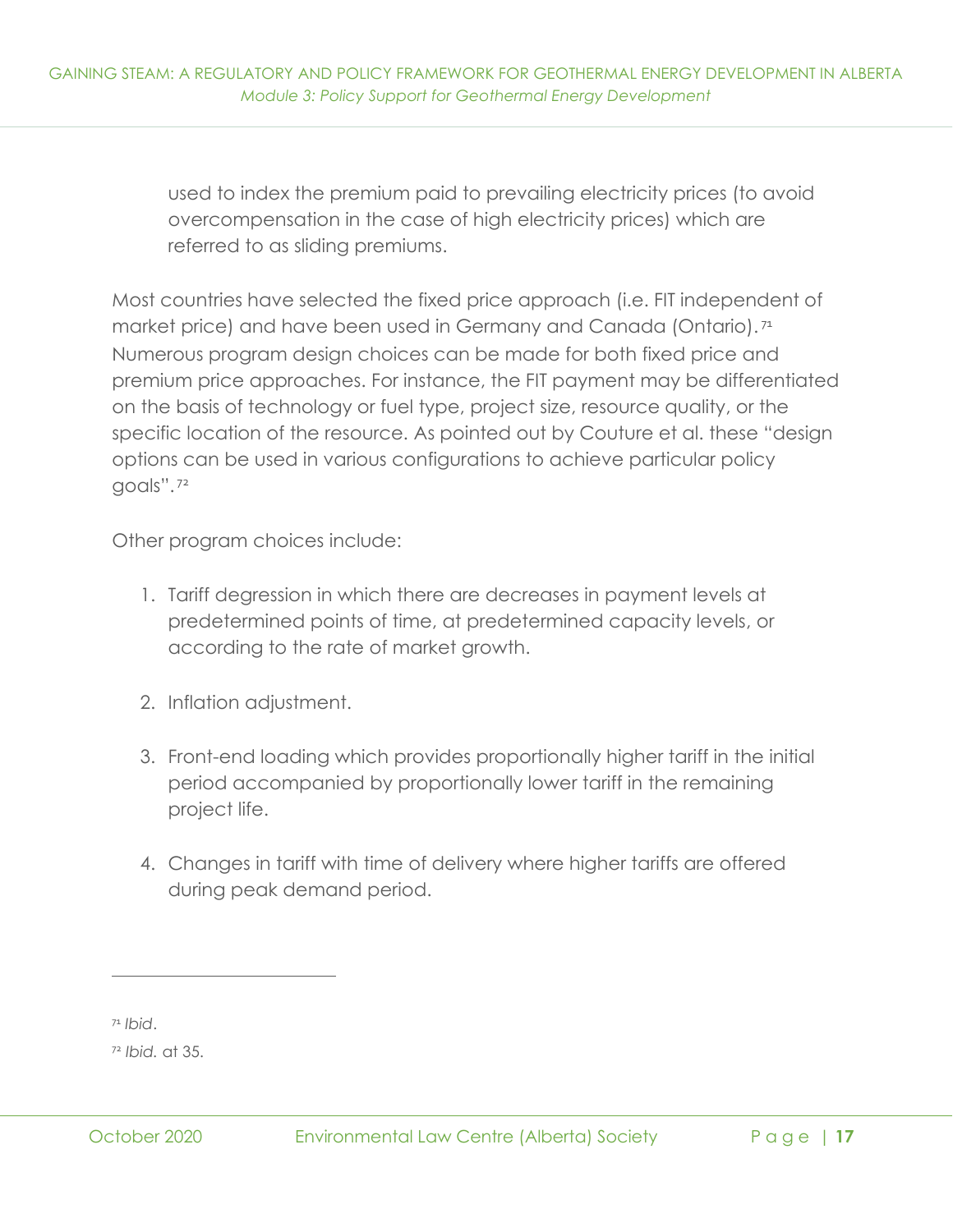used to index the premium paid to prevailing electricity prices (to avoid overcompensation in the case of high electricity prices) which are referred to as sliding premiums.

Most countries have selected the fixed price approach (i.e. FIT independent of market price) and have been used in Germany and Canada (Ontario).[71] Numerous program design choices can be made for both fixed price and premium price approaches. For instance, the FIT payment may be differentiated on the basis of technology or fuel type, project size, resource quality, or the specific location of the resource. As pointed out by Couture et al. these "design options can be used in various configurations to achieve particular policy goals".[72]

Other program choices include:

1. Tariff degression in which there are decreases in payment levels at predetermined points of time, at predetermined capacity levels, or according to the rate of market growth.

2. Inflation adjustment.

3. Front-end loading which provides proportionally higher tariff in the initial period accompanied by proportionally lower tariff in the remaining project life.

4. Changes in tariff with time of delivery where higher tariffs are offered during peak demand period.

---

[71] *Ibid*.

[72] *Ibid.* at 35.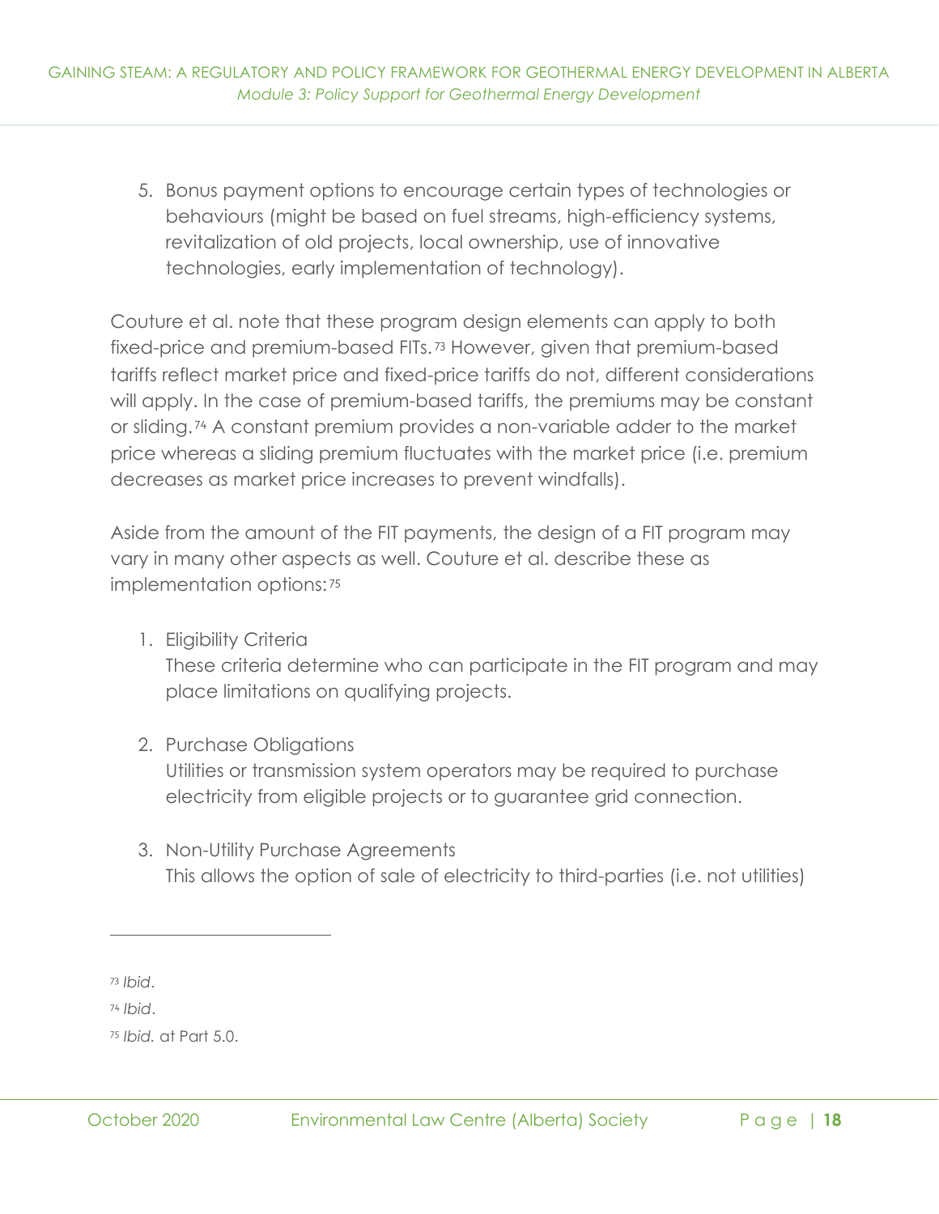5. Bonus payment options to encourage certain types of technologies or behaviours (might be based on fuel streams, high-efficiency systems, revitalization of old projects, local ownership, use of innovative technologies, early implementation of technology).

Couture et al. note that these program design elements can apply to both fixed-price and premium-based FITs.[73] However, given that premium-based tariffs reflect market price and fixed-price tariffs do not, different considerations will apply. In the case of premium-based tariffs, the premiums may be constant or sliding.[74] A constant premium provides a non-variable adder to the market price whereas a sliding premium fluctuates with the market price (i.e. premium decreases as market price increases to prevent windfalls).

Aside from the amount of the FIT payments, the design of a FIT program may vary in many other aspects as well. Couture et al. describe these as implementation options:[75]

1. Eligibility Criteria
   These criteria determine who can participate in the FIT program and may place limitations on qualifying projects.

2. Purchase Obligations
   Utilities or transmission system operators may be required to purchase electricity from eligible projects or to guarantee grid connection.

3. Non-Utility Purchase Agreements
   This allows the option of sale of electricity to third-parties (i.e. not utilities)

---

[73] *Ibid*.

[74] *Ibid*.

[75] *Ibid.* at Part 5.0.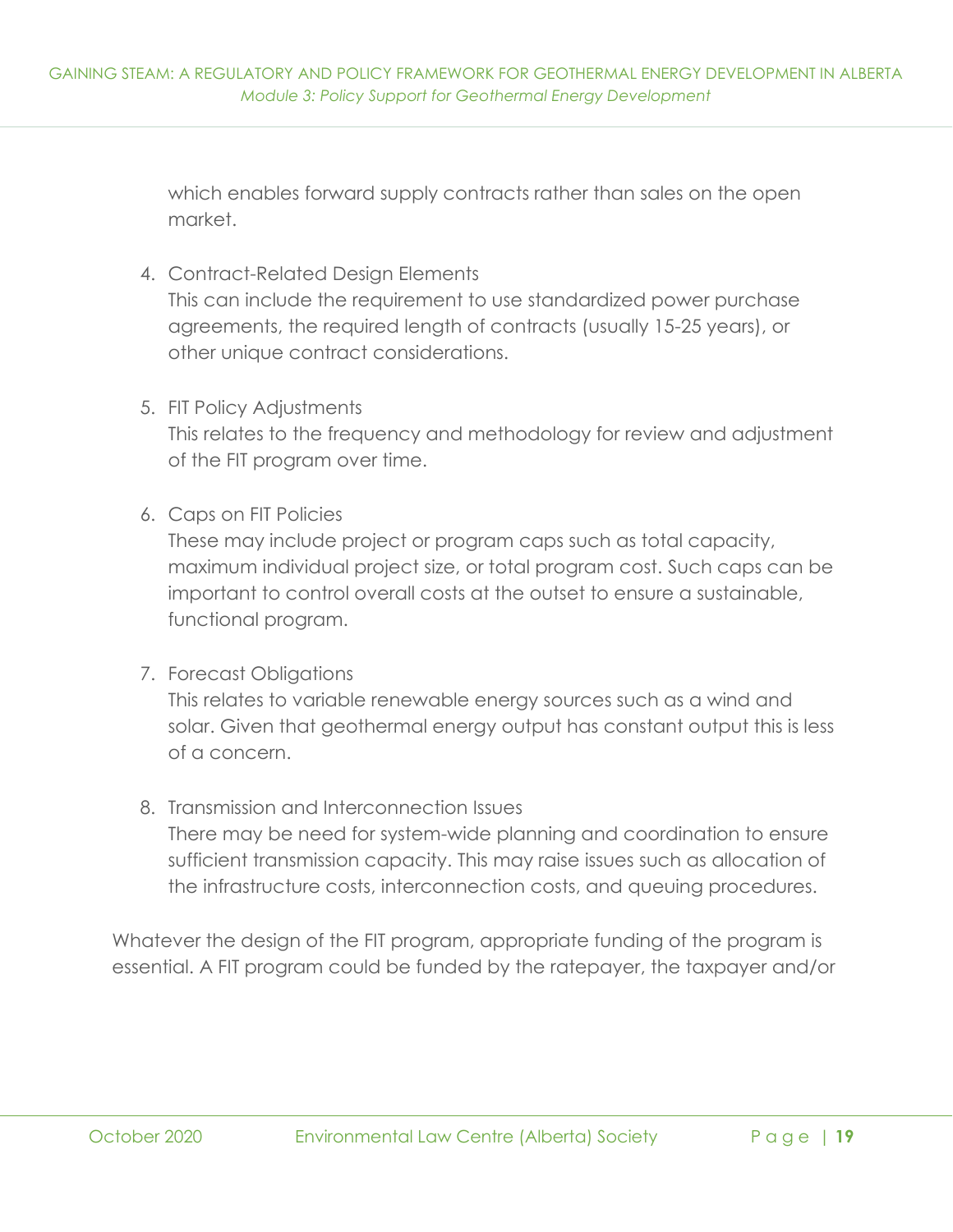which enables forward supply contracts rather than sales on the open market.

4. Contract-Related Design Elements
   This can include the requirement to use standardized power purchase agreements, the required length of contracts (usually 15-25 years), or other unique contract considerations.

5. FIT Policy Adjustments
   This relates to the frequency and methodology for review and adjustment of the FIT program over time.

6. Caps on FIT Policies
   These may include project or program caps such as total capacity, maximum individual project size, or total program cost. Such caps can be important to control overall costs at the outset to ensure a sustainable, functional program.

7. Forecast Obligations
   This relates to variable renewable energy sources such as a wind and solar. Given that geothermal energy output has constant output this is less of a concern.

8. Transmission and Interconnection Issues
   There may be need for system-wide planning and coordination to ensure sufficient transmission capacity. This may raise issues such as allocation of the infrastructure costs, interconnection costs, and queuing procedures.

Whatever the design of the FIT program, appropriate funding of the program is essential. A FIT program could be funded by the ratepayer, the taxpayer and/or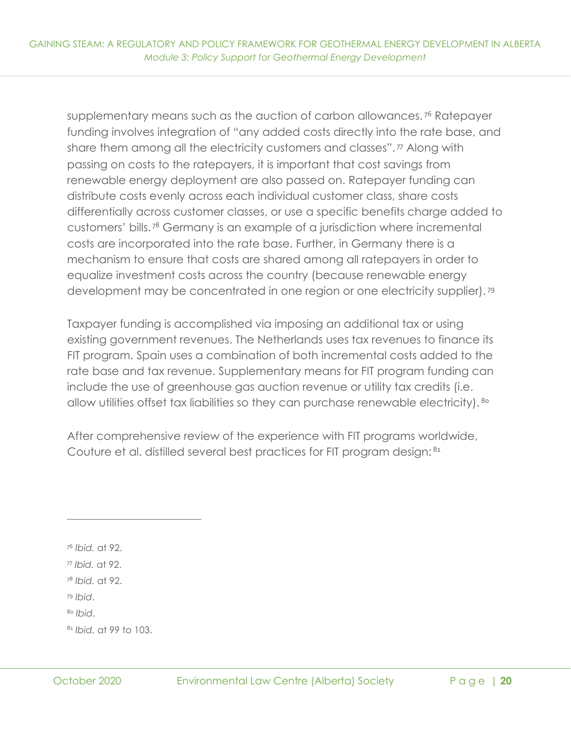supplementary means such as the auction of carbon allowances.[76] Ratepayer funding involves integration of "any added costs directly into the rate base, and share them among all the electricity customers and classes".[77] Along with passing on costs to the ratepayers, it is important that cost savings from renewable energy deployment are also passed on. Ratepayer funding can distribute costs evenly across each individual customer class, share costs differentially across customer classes, or use a specific benefits charge added to customers' bills.[78] Germany is an example of a jurisdiction where incremental costs are incorporated into the rate base. Further, in Germany there is a mechanism to ensure that costs are shared among all ratepayers in order to equalize investment costs across the country (because renewable energy development may be concentrated in one region or one electricity supplier).[79]

Taxpayer funding is accomplished via imposing an additional tax or using existing government revenues. The Netherlands uses tax revenues to finance its FIT program. Spain uses a combination of both incremental costs added to the rate base and tax revenue. Supplementary means for FIT program funding can include the use of greenhouse gas auction revenue or utility tax credits (i.e. allow utilities offset tax liabilities so they can purchase renewable electricity).[80]

After comprehensive review of the experience with FIT programs worldwide, Couture et al. distilled several best practices for FIT program design:[81]

---

[76] *Ibid.* at 92.

[77] *Ibid.* at 92.

[78] *Ibid.* at 92.

[79] *Ibid*.

[80] *Ibid*.

[81] *Ibid.* at 99 to 103.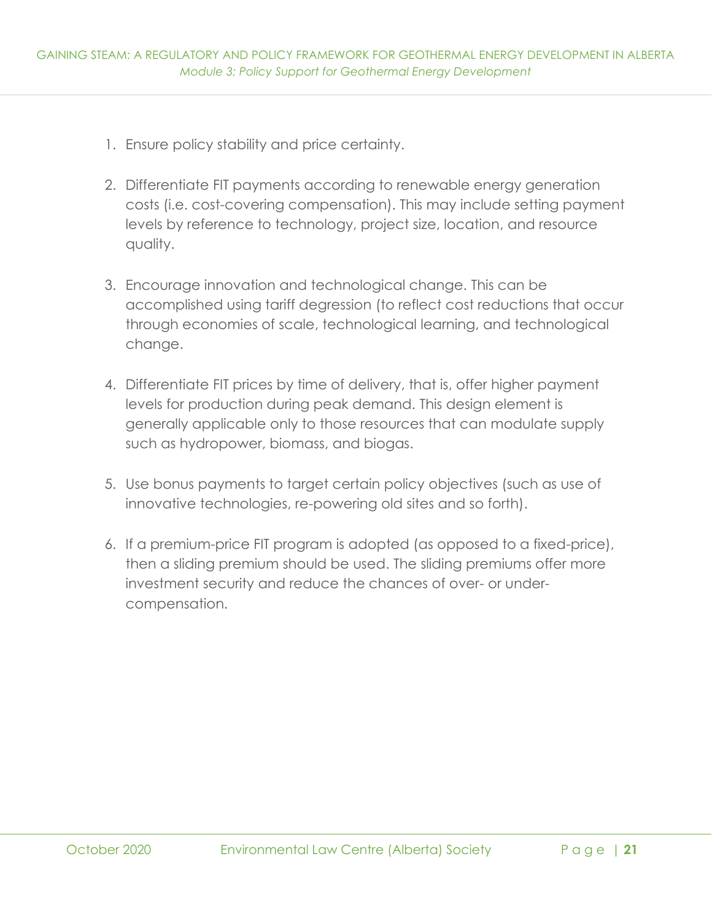1. Ensure policy stability and price certainty.

2. Differentiate FIT payments according to renewable energy generation costs (i.e. cost-covering compensation). This may include setting payment levels by reference to technology, project size, location, and resource quality.

3. Encourage innovation and technological change. This can be accomplished using tariff degression (to reflect cost reductions that occur through economies of scale, technological learning, and technological change.

4. Differentiate FIT prices by time of delivery, that is, offer higher payment levels for production during peak demand. This design element is generally applicable only to those resources that can modulate supply such as hydropower, biomass, and biogas.

5. Use bonus payments to target certain policy objectives (such as use of innovative technologies, re-powering old sites and so forth).

6. If a premium-price FIT program is adopted (as opposed to a fixed-price), then a sliding premium should be used. The sliding premiums offer more investment security and reduce the chances of over- or under-compensation.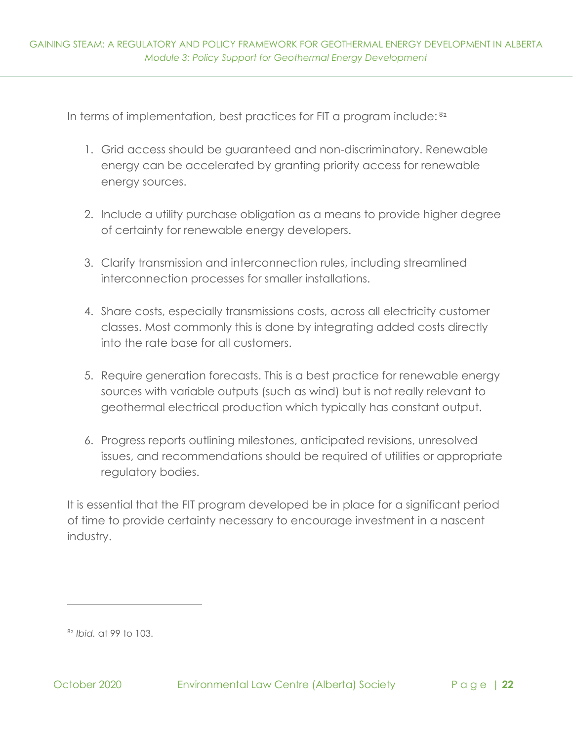In terms of implementation, best practices for FIT a program include:[82]

1. Grid access should be guaranteed and non-discriminatory. Renewable energy can be accelerated by granting priority access for renewable energy sources.

2. Include a utility purchase obligation as a means to provide higher degree of certainty for renewable energy developers.

3. Clarify transmission and interconnection rules, including streamlined interconnection processes for smaller installations.

4. Share costs, especially transmissions costs, across all electricity customer classes. Most commonly this is done by integrating added costs directly into the rate base for all customers.

5. Require generation forecasts. This is a best practice for renewable energy sources with variable outputs (such as wind) but is not really relevant to geothermal electrical production which typically has constant output.

6. Progress reports outlining milestones, anticipated revisions, unresolved issues, and recommendations should be required of utilities or appropriate regulatory bodies.

It is essential that the FIT program developed be in place for a significant period of time to provide certainty necessary to encourage investment in a nascent industry.

[82] *Ibid.* at 99 to 103.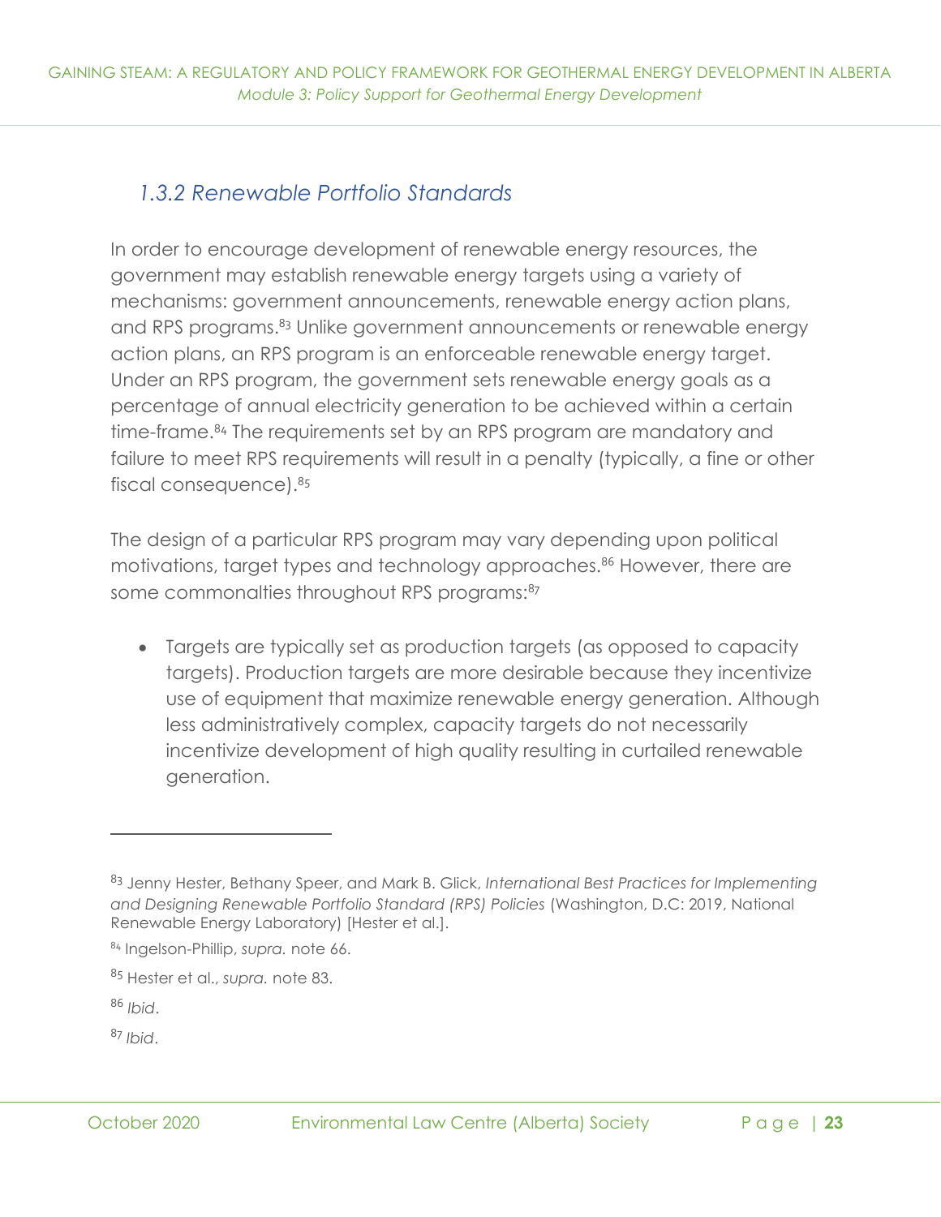### 1.3.2 Renewable Portfolio Standards

In order to encourage development of renewable energy resources, the government may establish renewable energy targets using a variety of mechanisms: government announcements, renewable energy action plans, and RPS programs.[83] Unlike government announcements or renewable energy action plans, an RPS program is an enforceable renewable energy target. Under an RPS program, the government sets renewable energy goals as a percentage of annual electricity generation to be achieved within a certain time-frame.[84] The requirements set by an RPS program are mandatory and failure to meet RPS requirements will result in a penalty (typically, a fine or other fiscal consequence).[85]

The design of a particular RPS program may vary depending upon political motivations, target types and technology approaches.[86] However, there are some commonalties throughout RPS programs:[87]

- Targets are typically set as production targets (as opposed to capacity targets). Production targets are more desirable because they incentivize use of equipment that maximize renewable energy generation. Although less administratively complex, capacity targets do not necessarily incentivize development of high quality resulting in curtailed renewable generation.

---

[83] Jenny Hester, Bethany Speer, and Mark B. Glick, *International Best Practices for Implementing and Designing Renewable Portfolio Standard (RPS) Policies* (Washington, D.C: 2019, National Renewable Energy Laboratory) [Hester et al.].

[84] Ingelson-Phillip, *supra.* note 66.

[85] Hester et al., *supra.* note 83.

[86] *Ibid*.

[87] *Ibid*.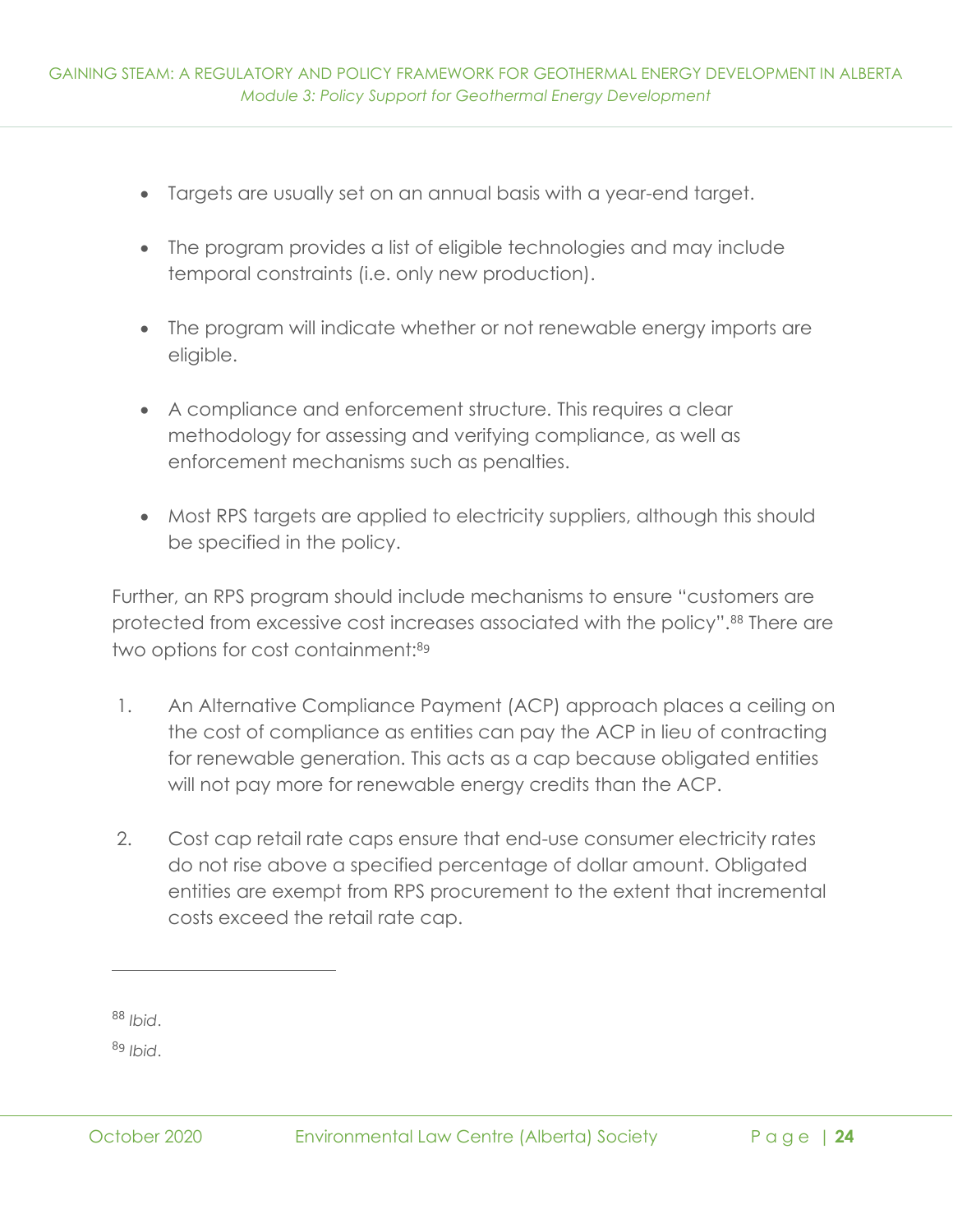- Targets are usually set on an annual basis with a year-end target.
- The program provides a list of eligible technologies and may include temporal constraints (i.e. only new production).
- The program will indicate whether or not renewable energy imports are eligible.
- A compliance and enforcement structure. This requires a clear methodology for assessing and verifying compliance, as well as enforcement mechanisms such as penalties.
- Most RPS targets are applied to electricity suppliers, although this should be specified in the policy.

Further, an RPS program should include mechanisms to ensure "customers are protected from excessive cost increases associated with the policy".[88] There are two options for cost containment:[89]

1. An Alternative Compliance Payment (ACP) approach places a ceiling on the cost of compliance as entities can pay the ACP in lieu of contracting for renewable generation. This acts as a cap because obligated entities will not pay more for renewable energy credits than the ACP.
2. Cost cap retail rate caps ensure that end-use consumer electricity rates do not rise above a specified percentage of dollar amount. Obligated entities are exempt from RPS procurement to the extent that incremental costs exceed the retail rate cap.

---

[88] *Ibid*.

[89] *Ibid*.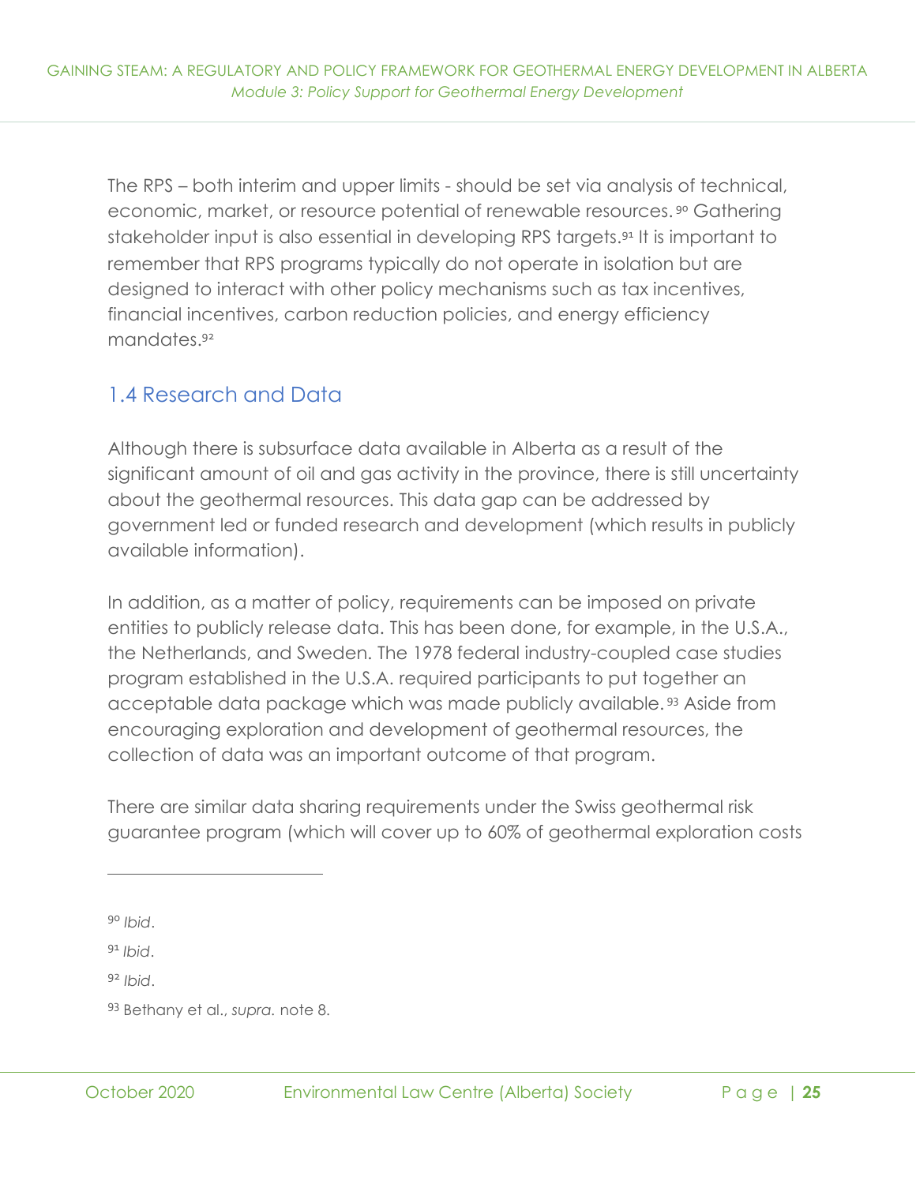The RPS – both interim and upper limits - should be set via analysis of technical, economic, market, or resource potential of renewable resources.[90] Gathering stakeholder input is also essential in developing RPS targets.[91] It is important to remember that RPS programs typically do not operate in isolation but are designed to interact with other policy mechanisms such as tax incentives, financial incentives, carbon reduction policies, and energy efficiency mandates.[92]

## 1.4 Research and Data

Although there is subsurface data available in Alberta as a result of the significant amount of oil and gas activity in the province, there is still uncertainty about the geothermal resources. This data gap can be addressed by government led or funded research and development (which results in publicly available information).

In addition, as a matter of policy, requirements can be imposed on private entities to publicly release data. This has been done, for example, in the U.S.A., the Netherlands, and Sweden. The 1978 federal industry-coupled case studies program established in the U.S.A. required participants to put together an acceptable data package which was made publicly available.[93] Aside from encouraging exploration and development of geothermal resources, the collection of data was an important outcome of that program.

There are similar data sharing requirements under the Swiss geothermal risk guarantee program (which will cover up to 60% of geothermal exploration costs

---

[90] *Ibid*.

[91] *Ibid*.

[92] *Ibid*.

[93] Bethany et al., *supra.* note 8.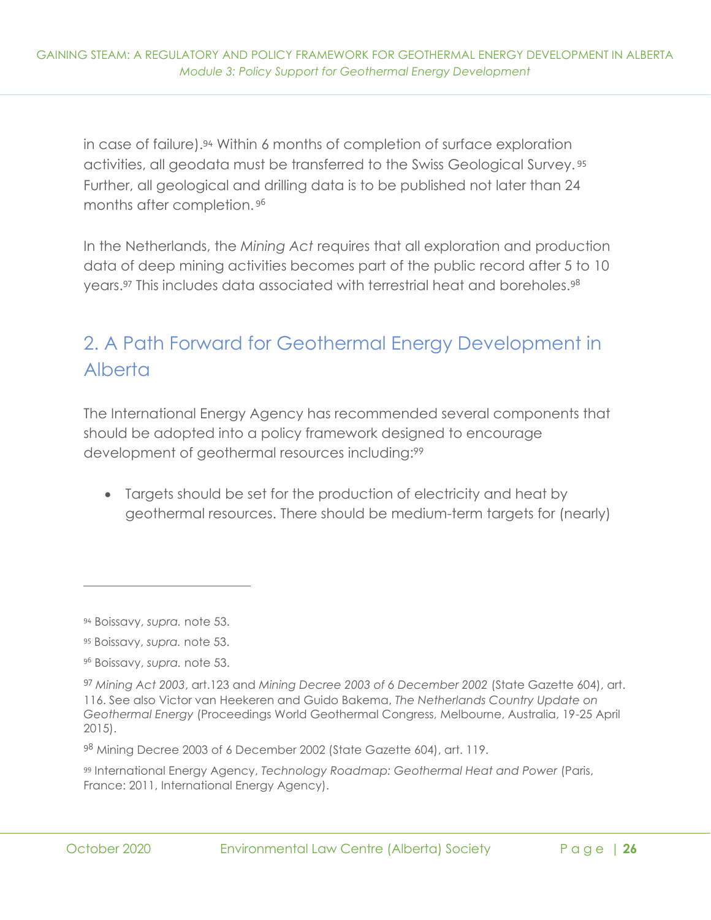in case of failure).[94] Within 6 months of completion of surface exploration activities, all geodata must be transferred to the Swiss Geological Survey.[95] Further, all geological and drilling data is to be published not later than 24 months after completion.[96]

In the Netherlands, the *Mining Act* requires that all exploration and production data of deep mining activities becomes part of the public record after 5 to 10 years.[97] This includes data associated with terrestrial heat and boreholes.[98]

## 2. A Path Forward for Geothermal Energy Development in Alberta

The International Energy Agency has recommended several components that should be adopted into a policy framework designed to encourage development of geothermal resources including:[99]

- Targets should be set for the production of electricity and heat by geothermal resources. There should be medium-term targets for (nearly)

---

[94] Boissavy, *supra.* note 53.

[95] Boissavy, *supra.* note 53.

[96] Boissavy, *supra.* note 53.

[97] *Mining Act 2003*, art.123 and *Mining Decree 2003 of 6 December 2002* (State Gazette 604), art. 116. See also Victor van Heekeren and Guido Bakema, *The Netherlands Country Update on Geothermal Energy* (Proceedings World Geothermal Congress, Melbourne, Australia, 19-25 April 2015).

[98] Mining Decree 2003 of 6 December 2002 (State Gazette 604), art. 119.

[99] International Energy Agency, *Technology Roadmap: Geothermal Heat and Power* (Paris, France: 2011, International Energy Agency).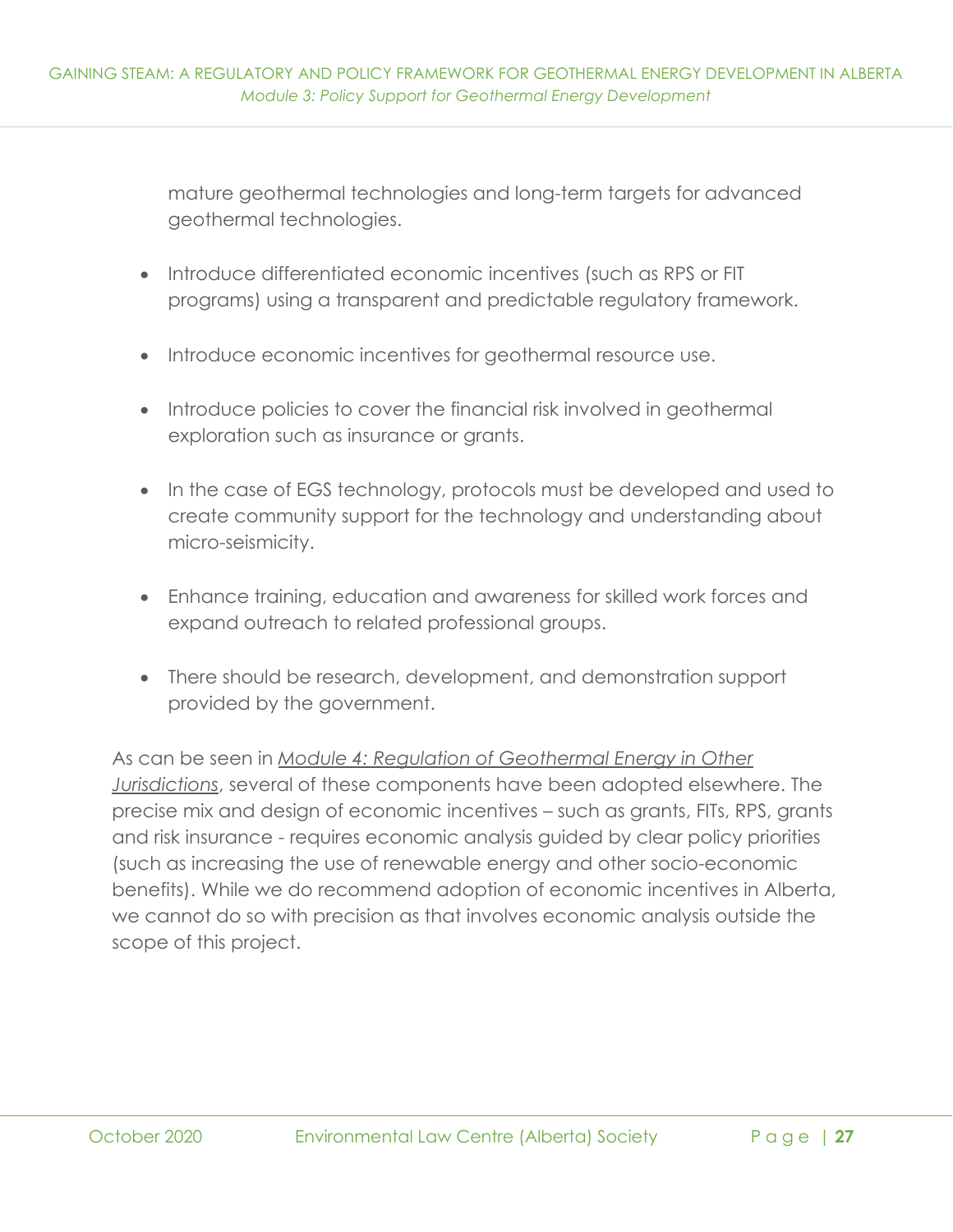mature geothermal technologies and long-term targets for advanced geothermal technologies.

- Introduce differentiated economic incentives (such as RPS or FIT programs) using a transparent and predictable regulatory framework.
- Introduce economic incentives for geothermal resource use.
- Introduce policies to cover the financial risk involved in geothermal exploration such as insurance or grants.
- In the case of EGS technology, protocols must be developed and used to create community support for the technology and understanding about micro-seismicity.
- Enhance training, education and awareness for skilled work forces and expand outreach to related professional groups.
- There should be research, development, and demonstration support provided by the government.

As can be seen in *Module 4: Regulation of Geothermal Energy in Other Jurisdictions*, several of these components have been adopted elsewhere. The precise mix and design of economic incentives – such as grants, FITs, RPS, grants and risk insurance - requires economic analysis guided by clear policy priorities (such as increasing the use of renewable energy and other socio-economic benefits). While we do recommend adoption of economic incentives in Alberta, we cannot do so with precision as that involves economic analysis outside the scope of this project.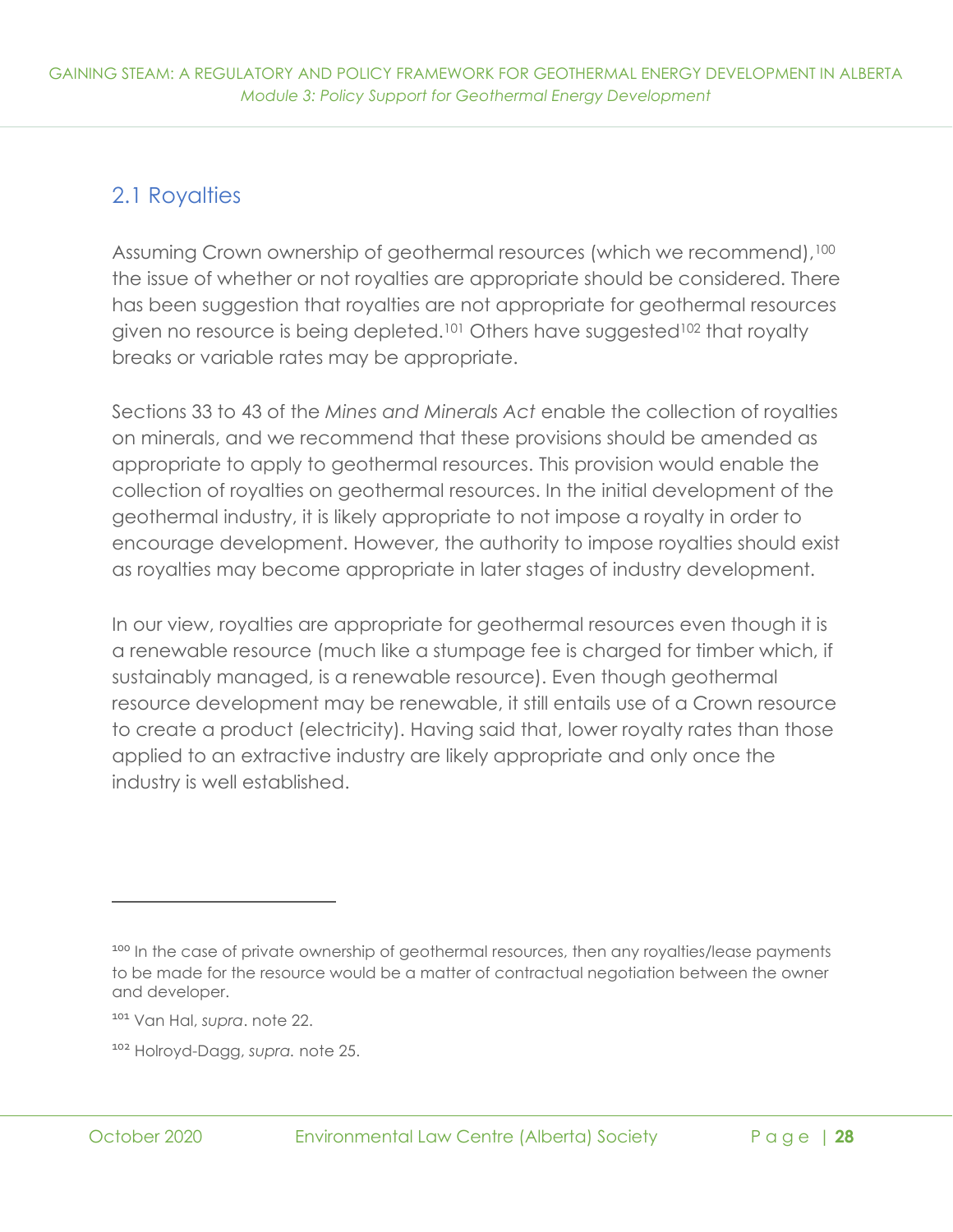## 2.1 Royalties

Assuming Crown ownership of geothermal resources (which we recommend),[100] the issue of whether or not royalties are appropriate should be considered. There has been suggestion that royalties are not appropriate for geothermal resources given no resource is being depleted.[101] Others have suggested[102] that royalty breaks or variable rates may be appropriate.

Sections 33 to 43 of the *Mines and Minerals Act* enable the collection of royalties on minerals, and we recommend that these provisions should be amended as appropriate to apply to geothermal resources. This provision would enable the collection of royalties on geothermal resources. In the initial development of the geothermal industry, it is likely appropriate to not impose a royalty in order to encourage development. However, the authority to impose royalties should exist as royalties may become appropriate in later stages of industry development.

In our view, royalties are appropriate for geothermal resources even though it is a renewable resource (much like a stumpage fee is charged for timber which, if sustainably managed, is a renewable resource). Even though geothermal resource development may be renewable, it still entails use of a Crown resource to create a product (electricity). Having said that, lower royalty rates than those applied to an extractive industry are likely appropriate and only once the industry is well established.

---

[100] In the case of private ownership of geothermal resources, then any royalties/lease payments to be made for the resource would be a matter of contractual negotiation between the owner and developer.

[101] Van Hal, *supra*. note 22.

[102] Holroyd-Dagg, *supra.* note 25.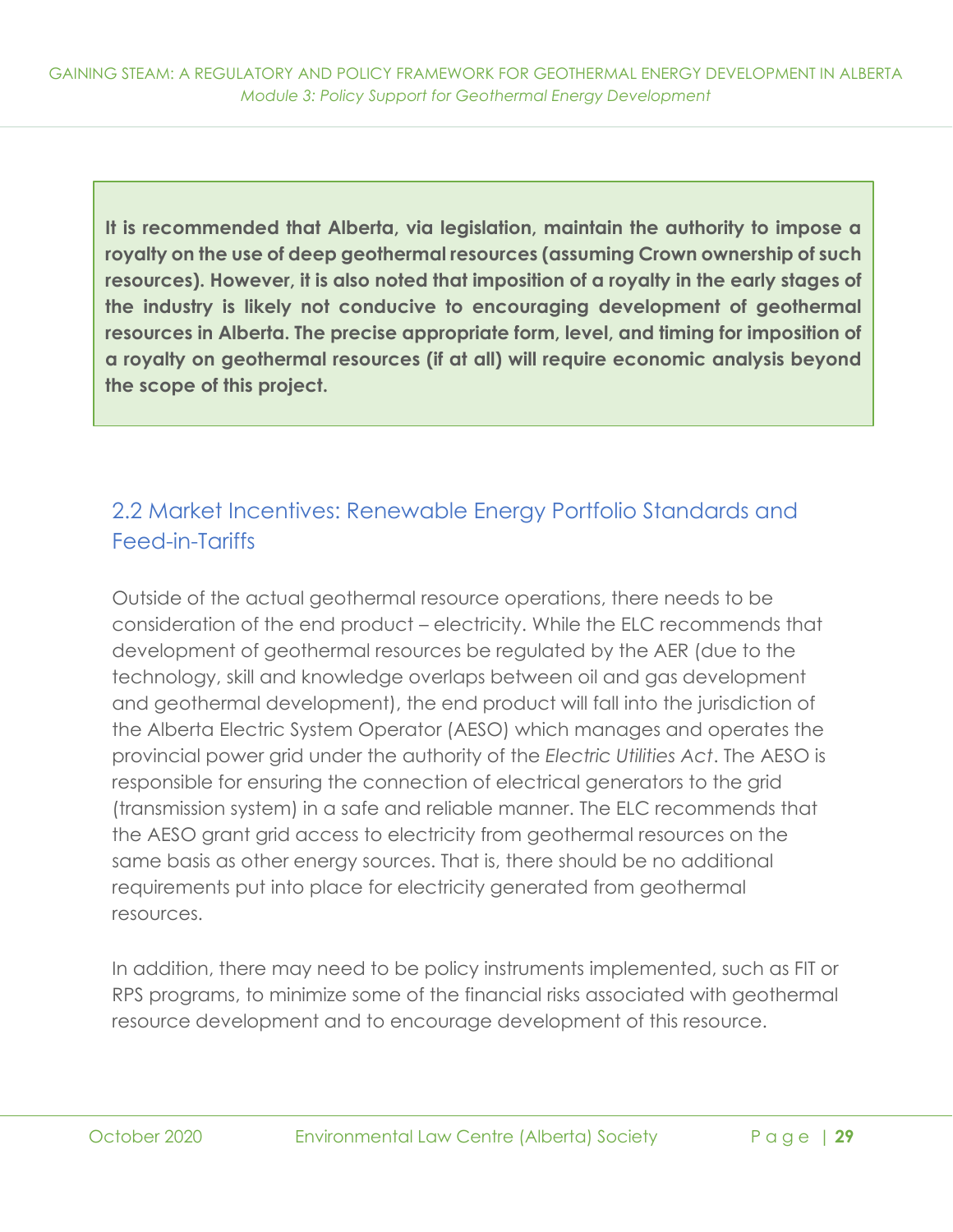**It is recommended that Alberta, via legislation, maintain the authority to impose a royalty on the use of deep geothermal resources (assuming Crown ownership of such resources). However, it is also noted that imposition of a royalty in the early stages of the industry is likely not conducive to encouraging development of geothermal resources in Alberta. The precise appropriate form, level, and timing for imposition of a royalty on geothermal resources (if at all) will require economic analysis beyond the scope of this project.**

## 2.2 Market Incentives: Renewable Energy Portfolio Standards and Feed-in-Tariffs

Outside of the actual geothermal resource operations, there needs to be consideration of the end product – electricity. While the ELC recommends that development of geothermal resources be regulated by the AER (due to the technology, skill and knowledge overlaps between oil and gas development and geothermal development), the end product will fall into the jurisdiction of the Alberta Electric System Operator (AESO) which manages and operates the provincial power grid under the authority of the *Electric Utilities Act*. The AESO is responsible for ensuring the connection of electrical generators to the grid (transmission system) in a safe and reliable manner. The ELC recommends that the AESO grant grid access to electricity from geothermal resources on the same basis as other energy sources. That is, there should be no additional requirements put into place for electricity generated from geothermal resources.

In addition, there may need to be policy instruments implemented, such as FIT or RPS programs, to minimize some of the financial risks associated with geothermal resource development and to encourage development of this resource.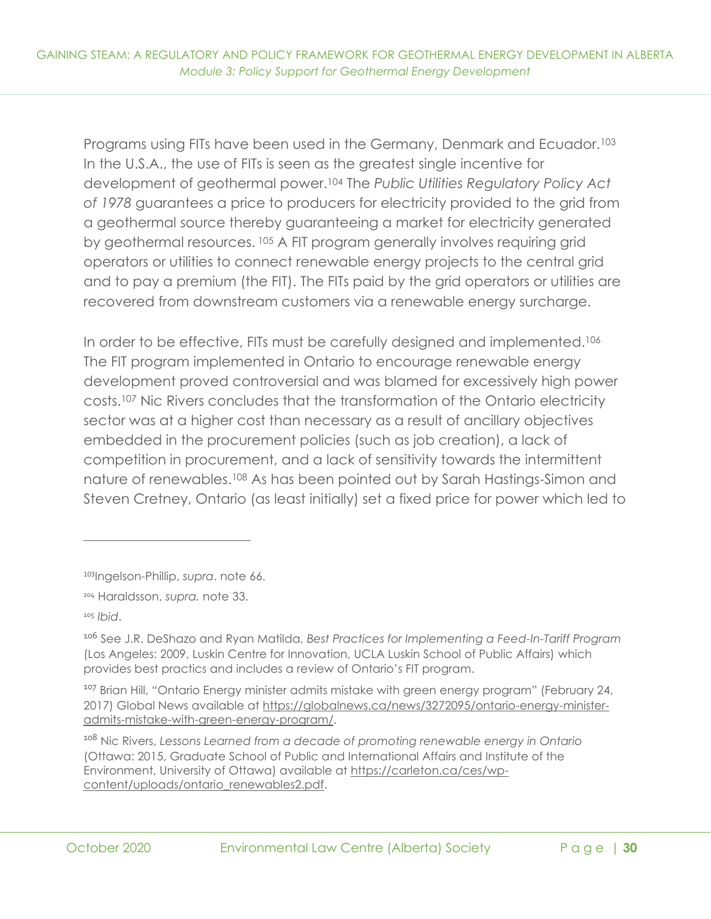Programs using FITs have been used in the Germany, Denmark and Ecuador.[103] In the U.S.A., the use of FITs is seen as the greatest single incentive for development of geothermal power.[104] The *Public Utilities Regulatory Policy Act of 1978* guarantees a price to producers for electricity provided to the grid from a geothermal source thereby guaranteeing a market for electricity generated by geothermal resources. [105] A FIT program generally involves requiring grid operators or utilities to connect renewable energy projects to the central grid and to pay a premium (the FIT). The FITs paid by the grid operators or utilities are recovered from downstream customers via a renewable energy surcharge.

In order to be effective, FITs must be carefully designed and implemented.[106] The FIT program implemented in Ontario to encourage renewable energy development proved controversial and was blamed for excessively high power costs.[107] Nic Rivers concludes that the transformation of the Ontario electricity sector was at a higher cost than necessary as a result of ancillary objectives embedded in the procurement policies (such as job creation), a lack of competition in procurement, and a lack of sensitivity towards the intermittent nature of renewables.[108] As has been pointed out by Sarah Hastings-Simon and Steven Cretney, Ontario (as least initially) set a fixed price for power which led to

---

[103] Ingelson-Phillip, *supra*. note 66.

[104] Haraldsson, *supra.* note 33.

[105] *Ibid*.

[106] See J.R. DeShazo and Ryan Matilda, *Best Practices for Implementing a Feed-In-Tariff Program* (Los Angeles: 2009, Luskin Centre for Innovation, UCLA Luskin School of Public Affairs) which provides best practices and includes a review of Ontario's FIT program.

[107] Brian Hill, "Ontario Energy minister admits mistake with green energy program" (February 24, 2017) Global News available at https://globalnews.ca/news/3272095/ontario-energy-minister-admits-mistake-with-green-energy-program/.

[108] Nic Rivers, *Lessons Learned from a decade of promoting renewable energy in Ontario* (Ottawa: 2015, Graduate School of Public and International Affairs and Institute of the Environment, University of Ottawa) available at https://carleton.ca/ces/wp-content/uploads/ontario_renewables2.pdf.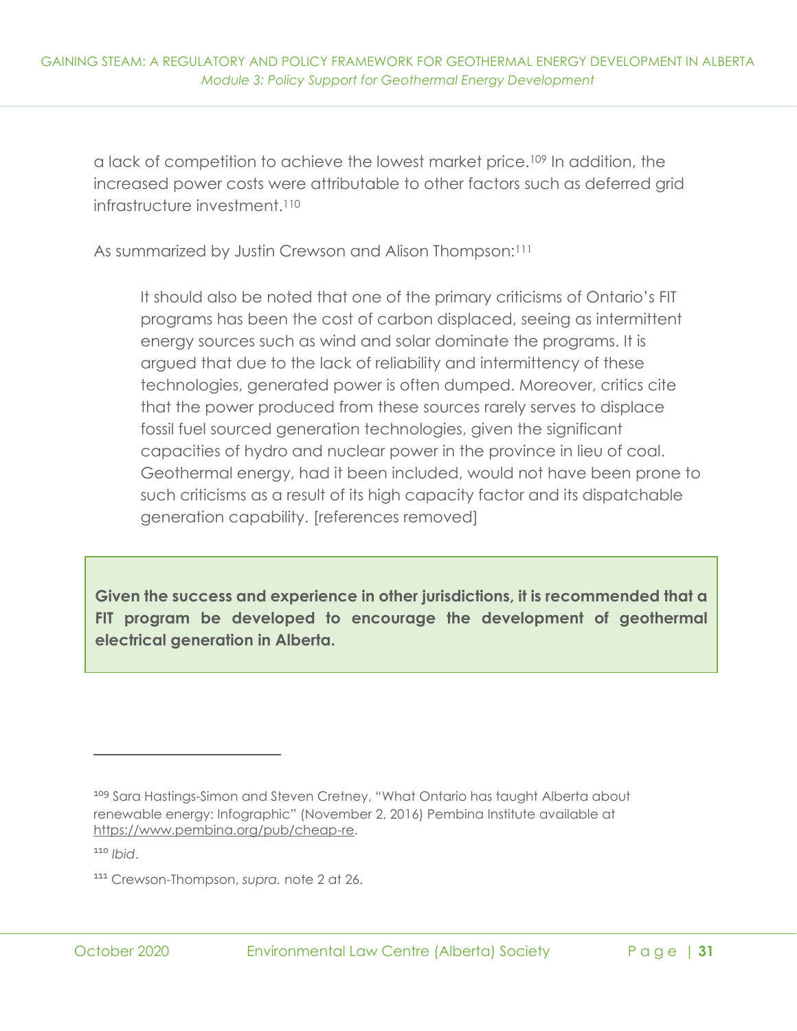a lack of competition to achieve the lowest market price.[109] In addition, the increased power costs were attributable to other factors such as deferred grid infrastructure investment.[110]

As summarized by Justin Crewson and Alison Thompson:[111]

> It should also be noted that one of the primary criticisms of Ontario's FIT programs has been the cost of carbon displaced, seeing as intermittent energy sources such as wind and solar dominate the programs. It is argued that due to the lack of reliability and intermittency of these technologies, generated power is often dumped. Moreover, critics cite that the power produced from these sources rarely serves to displace fossil fuel sourced generation technologies, given the significant capacities of hydro and nuclear power in the province in lieu of coal. Geothermal energy, had it been included, would not have been prone to such criticisms as a result of its high capacity factor and its dispatchable generation capability. [references removed]

**Given the success and experience in other jurisdictions, it is recommended that a FIT program be developed to encourage the development of geothermal electrical generation in Alberta.**

---

[109] Sara Hastings-Simon and Steven Cretney, "What Ontario has taught Alberta about renewable energy: Infographic" (November 2, 2016) Pembina Institute available at https://www.pembina.org/pub/cheap-re.

[110] *Ibid*.

[111] Crewson-Thompson, *supra.* note 2 at 26.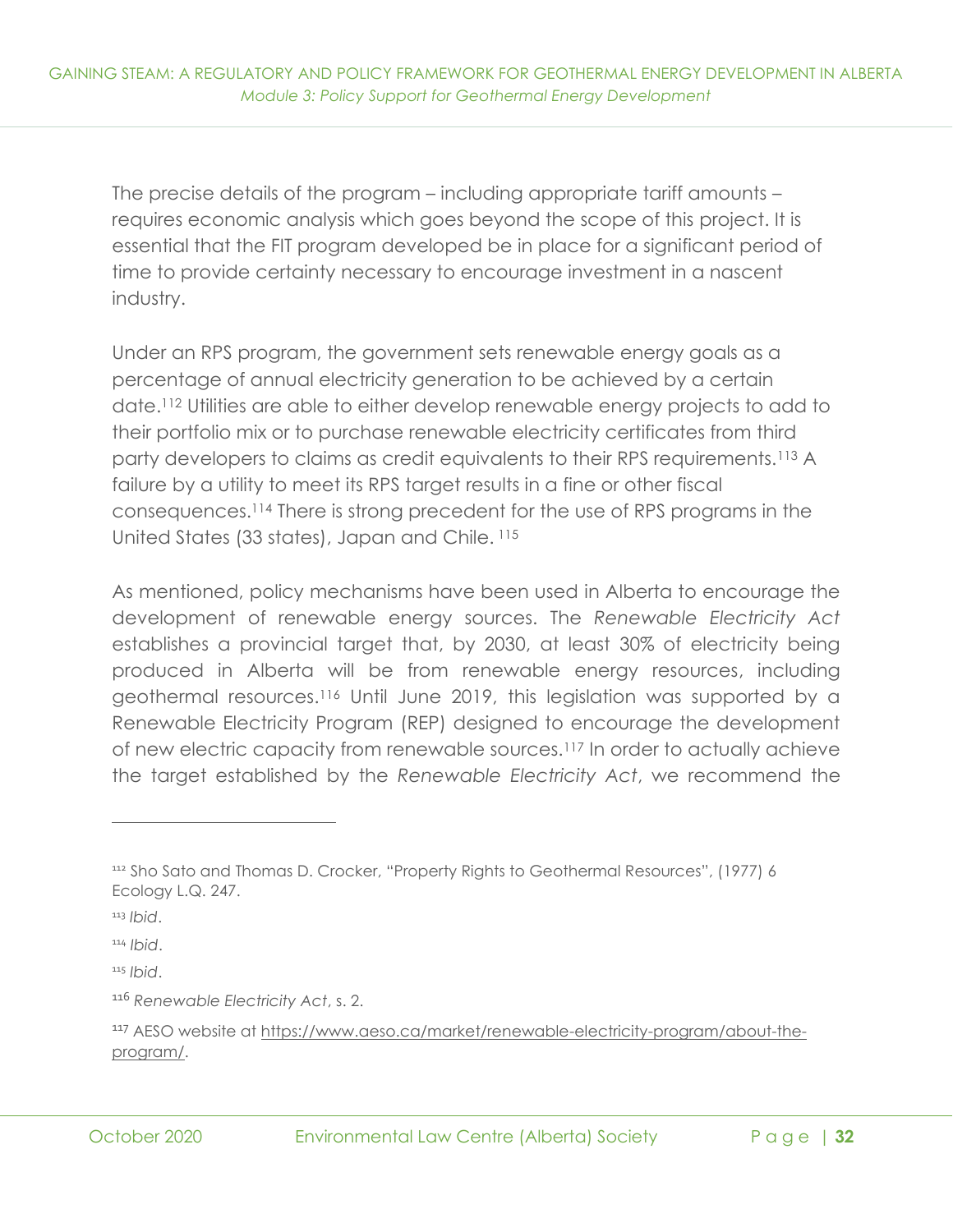The precise details of the program – including appropriate tariff amounts – requires economic analysis which goes beyond the scope of this project. It is essential that the FIT program developed be in place for a significant period of time to provide certainty necessary to encourage investment in a nascent industry.

Under an RPS program, the government sets renewable energy goals as a percentage of annual electricity generation to be achieved by a certain date.[112] Utilities are able to either develop renewable energy projects to add to their portfolio mix or to purchase renewable electricity certificates from third party developers to claims as credit equivalents to their RPS requirements.[113] A failure by a utility to meet its RPS target results in a fine or other fiscal consequences.[114] There is strong precedent for the use of RPS programs in the United States (33 states), Japan and Chile.[115]

As mentioned, policy mechanisms have been used in Alberta to encourage the development of renewable energy sources. The *Renewable Electricity Act* establishes a provincial target that, by 2030, at least 30% of electricity being produced in Alberta will be from renewable energy resources, including geothermal resources.[116] Until June 2019, this legislation was supported by a Renewable Electricity Program (REP) designed to encourage the development of new electric capacity from renewable sources.[117] In order to actually achieve the target established by the *Renewable Electricity Act*, we recommend the

---

[112] Sho Sato and Thomas D. Crocker, "Property Rights to Geothermal Resources", (1977) 6 Ecology L.Q. 247.

[113] *Ibid*.

[114] *Ibid*.

[115] *Ibid*.

[116] *Renewable Electricity Act*, s. 2.

[117] AESO website at https://www.aeso.ca/market/renewable-electricity-program/about-the-program/.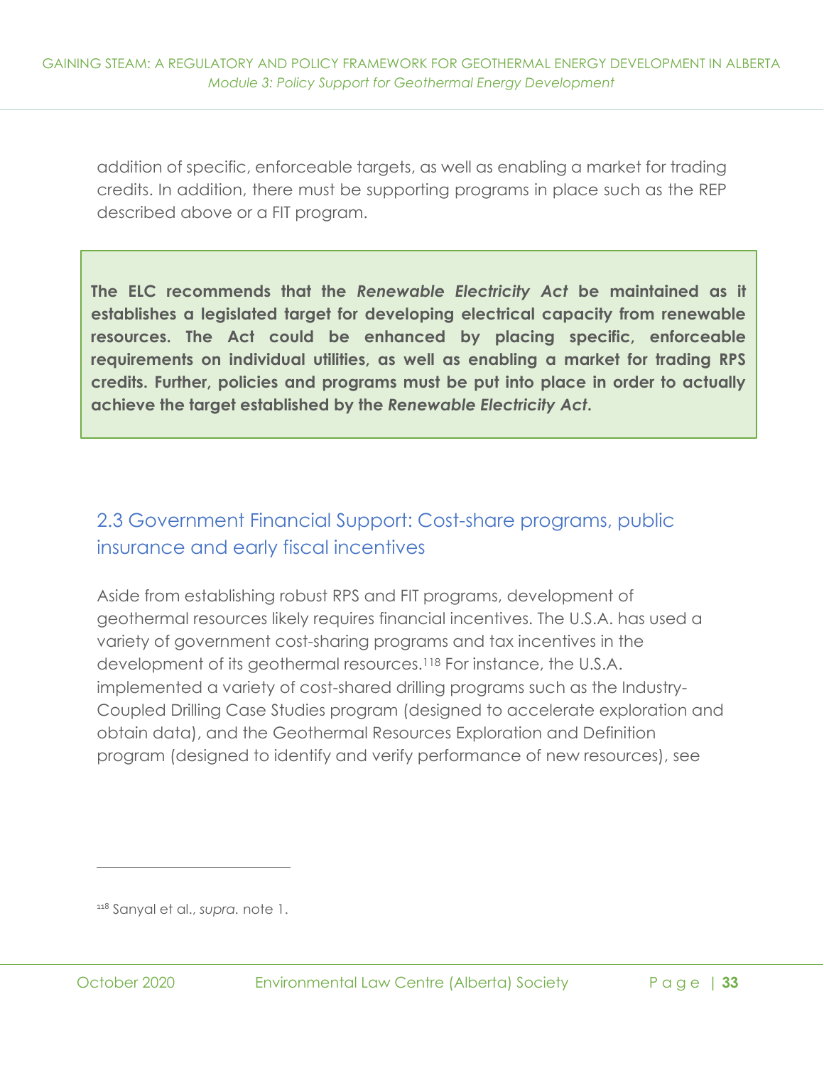addition of specific, enforceable targets, as well as enabling a market for trading credits. In addition, there must be supporting programs in place such as the REP described above or a FIT program.

**The ELC recommends that the *Renewable Electricity Act* be maintained as it establishes a legislated target for developing electrical capacity from renewable resources. The Act could be enhanced by placing specific, enforceable requirements on individual utilities, as well as enabling a market for trading RPS credits. Further, policies and programs must be put into place in order to actually achieve the target established by the *Renewable Electricity Act*.**

## 2.3 Government Financial Support: Cost-share programs, public insurance and early fiscal incentives

Aside from establishing robust RPS and FIT programs, development of geothermal resources likely requires financial incentives. The U.S.A. has used a variety of government cost-sharing programs and tax incentives in the development of its geothermal resources.[118] For instance, the U.S.A. implemented a variety of cost-shared drilling programs such as the Industry-Coupled Drilling Case Studies program (designed to accelerate exploration and obtain data), and the Geothermal Resources Exploration and Definition program (designed to identify and verify performance of new resources), see

[118] Sanyal et al., *supra.* note 1.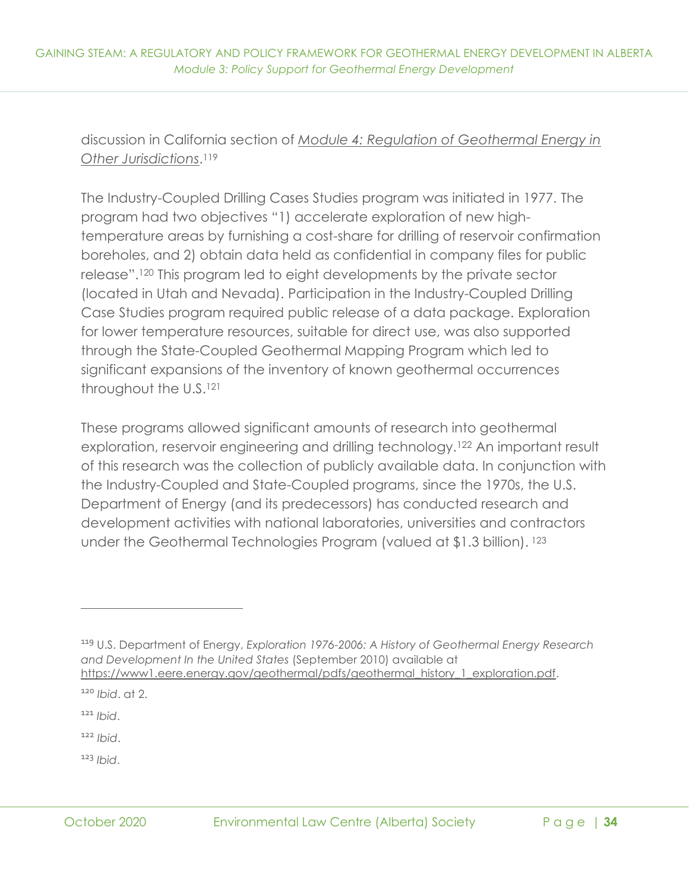discussion in California section of *Module 4: Regulation of Geothermal Energy in Other Jurisdictions*.[119]

The Industry-Coupled Drilling Cases Studies program was initiated in 1977. The program had two objectives "1) accelerate exploration of new high-temperature areas by furnishing a cost-share for drilling of reservoir confirmation boreholes, and 2) obtain data held as confidential in company files for public release".[120] This program led to eight developments by the private sector (located in Utah and Nevada). Participation in the Industry-Coupled Drilling Case Studies program required public release of a data package. Exploration for lower temperature resources, suitable for direct use, was also supported through the State-Coupled Geothermal Mapping Program which led to significant expansions of the inventory of known geothermal occurrences throughout the U.S.[121]

These programs allowed significant amounts of research into geothermal exploration, reservoir engineering and drilling technology.[122] An important result of this research was the collection of publicly available data. In conjunction with the Industry-Coupled and State-Coupled programs, since the 1970s, the U.S. Department of Energy (and its predecessors) has conducted research and development activities with national laboratories, universities and contractors under the Geothermal Technologies Program (valued at $1.3 billion). [123]

---

[119] U.S. Department of Energy, *Exploration 1976-2006: A History of Geothermal Energy Research and Development In the United States* (September 2010) available at https://www1.eere.energy.gov/geothermal/pdfs/geothermal_history_1_exploration.pdf.

[120] *Ibid*. at 2.

[121] *Ibid*.

[122] *Ibid*.

[123] *Ibid*.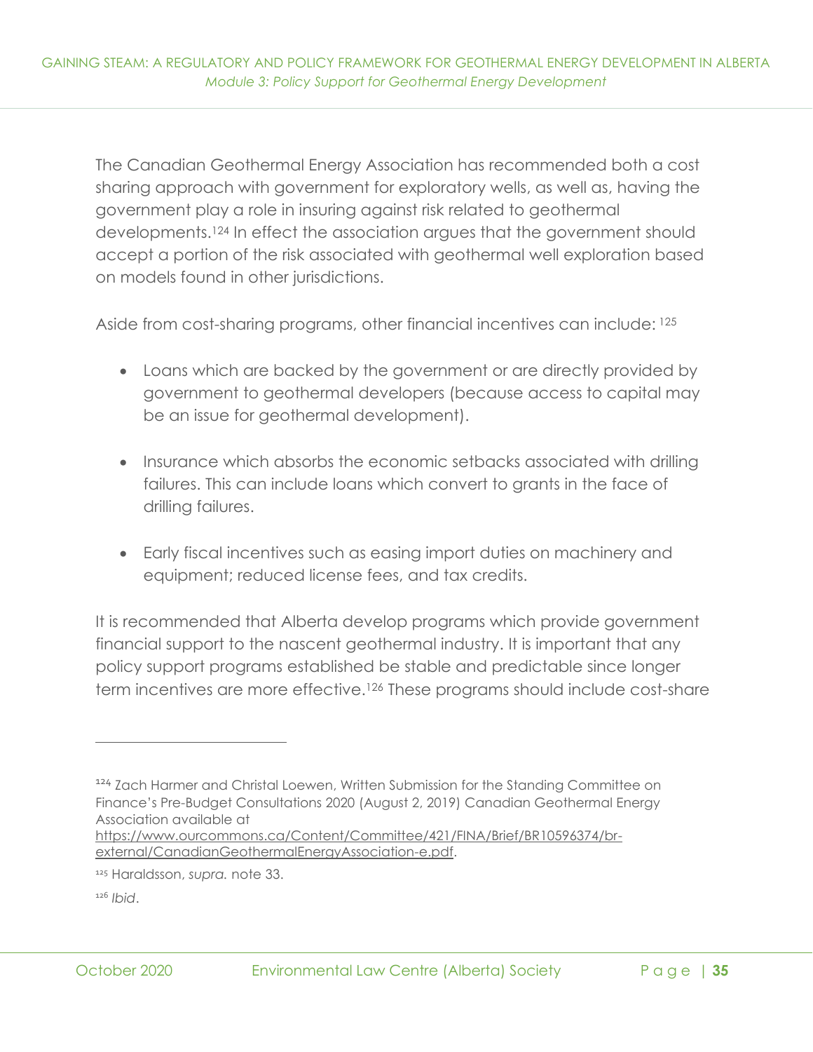The Canadian Geothermal Energy Association has recommended both a cost sharing approach with government for exploratory wells, as well as, having the government play a role in insuring against risk related to geothermal developments.[124] In effect the association argues that the government should accept a portion of the risk associated with geothermal well exploration based on models found in other jurisdictions.

Aside from cost-sharing programs, other financial incentives can include: [125]

- Loans which are backed by the government or are directly provided by government to geothermal developers (because access to capital may be an issue for geothermal development).
- Insurance which absorbs the economic setbacks associated with drilling failures. This can include loans which convert to grants in the face of drilling failures.
- Early fiscal incentives such as easing import duties on machinery and equipment; reduced license fees, and tax credits.

It is recommended that Alberta develop programs which provide government financial support to the nascent geothermal industry. It is important that any policy support programs established be stable and predictable since longer term incentives are more effective.[126] These programs should include cost-share

---

[124] Zach Harmer and Christal Loewen, Written Submission for the Standing Committee on Finance's Pre-Budget Consultations 2020 (August 2, 2019) Canadian Geothermal Energy Association available at https://www.ourcommons.ca/Content/Committee/421/FINA/Brief/BR10596374/br-external/CanadianGeothermalEnergyAssociation-e.pdf.

[125] Haraldsson, *supra.* note 33.

[126] *Ibid*.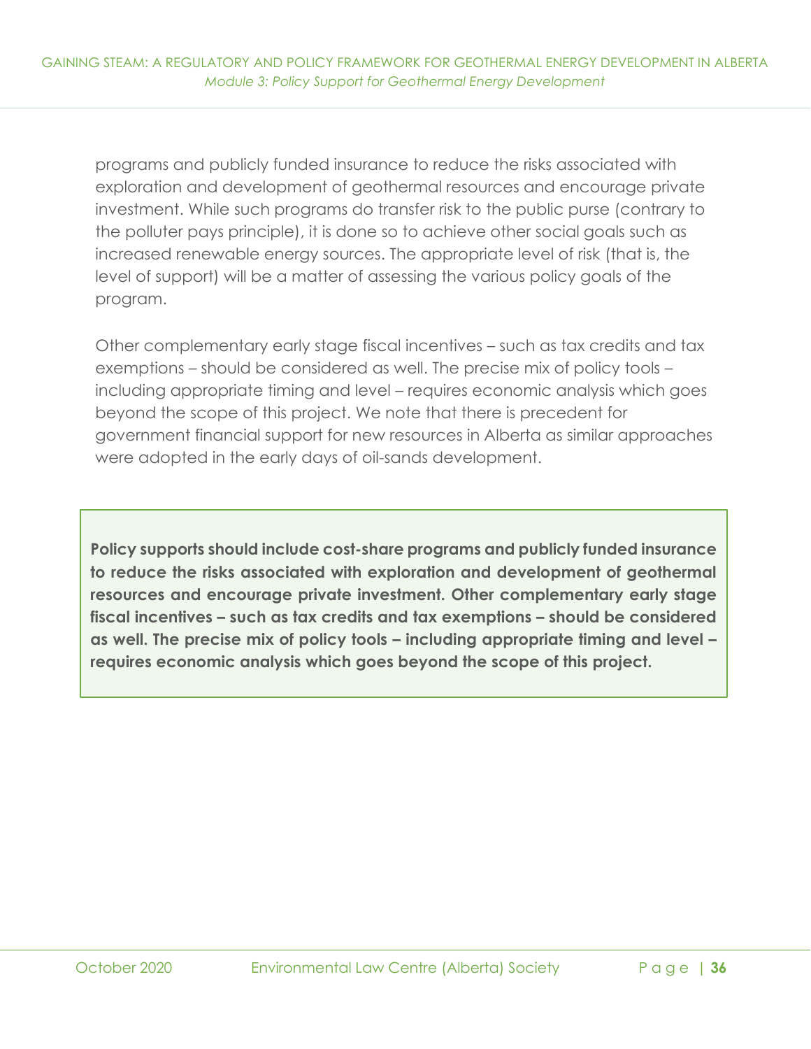programs and publicly funded insurance to reduce the risks associated with exploration and development of geothermal resources and encourage private investment. While such programs do transfer risk to the public purse (contrary to the polluter pays principle), it is done so to achieve other social goals such as increased renewable energy sources. The appropriate level of risk (that is, the level of support) will be a matter of assessing the various policy goals of the program.

Other complementary early stage fiscal incentives – such as tax credits and tax exemptions – should be considered as well. The precise mix of policy tools – including appropriate timing and level – requires economic analysis which goes beyond the scope of this project. We note that there is precedent for government financial support for new resources in Alberta as similar approaches were adopted in the early days of oil-sands development.

> **Policy supports should include cost-share programs and publicly funded insurance to reduce the risks associated with exploration and development of geothermal resources and encourage private investment. Other complementary early stage fiscal incentives – such as tax credits and tax exemptions – should be considered as well. The precise mix of policy tools – including appropriate timing and level – requires economic analysis which goes beyond the scope of this project.**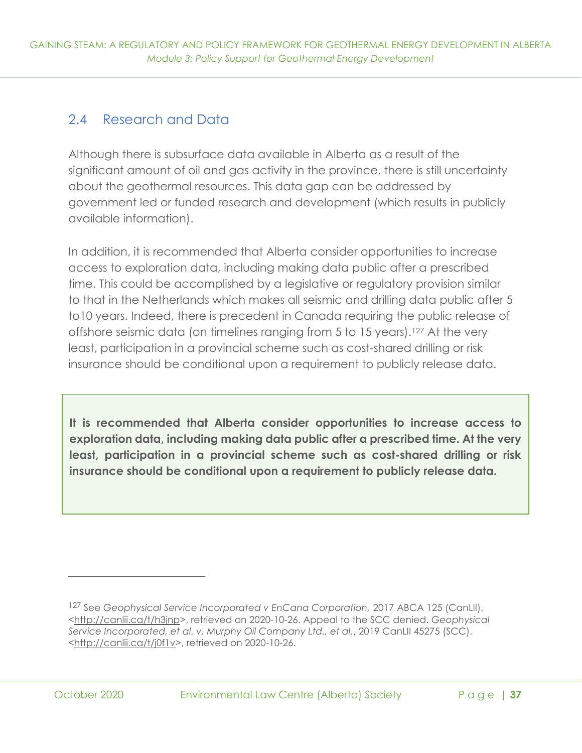## 2.4 Research and Data

Although there is subsurface data available in Alberta as a result of the significant amount of oil and gas activity in the province, there is still uncertainty about the geothermal resources. This data gap can be addressed by government led or funded research and development (which results in publicly available information).

In addition, it is recommended that Alberta consider opportunities to increase access to exploration data, including making data public after a prescribed time. This could be accomplished by a legislative or regulatory provision similar to that in the Netherlands which makes all seismic and drilling data public after 5 to10 years. Indeed, there is precedent in Canada requiring the public release of offshore seismic data (on timelines ranging from 5 to 15 years).[127] At the very least, participation in a provincial scheme such as cost-shared drilling or risk insurance should be conditional upon a requirement to publicly release data.

**It is recommended that Alberta consider opportunities to increase access to exploration data, including making data public after a prescribed time. At the very least, participation in a provincial scheme such as cost-shared drilling or risk insurance should be conditional upon a requirement to publicly release data.**

---

[127] See *Geophysical Service Incorporated v EnCana Corporation,* 2017 ABCA 125 (CanLII), <http://canlii.ca/t/h3jnp>, retrieved on 2020-10-26. Appeal to the SCC denied. *Geophysical Service Incorporated, et al. v. Murphy Oil Company Ltd., et al.*, 2019 CanLII 45275 (SCC), <http://canlii.ca/t/j0f1v>, retrieved on 2020-10-26.